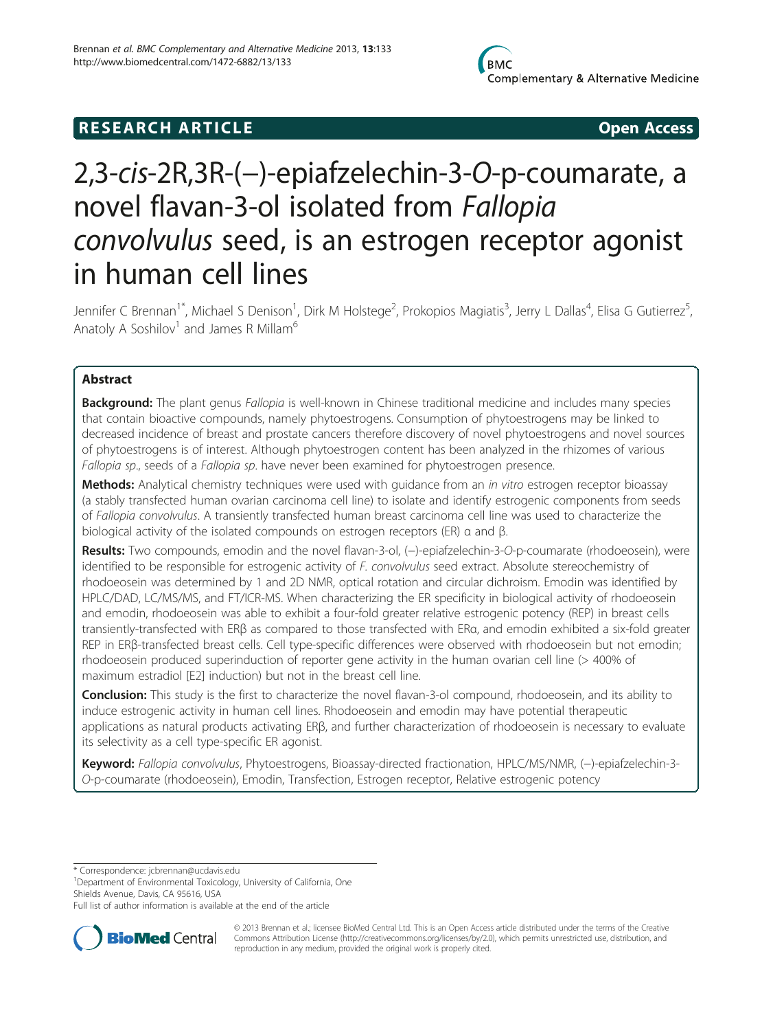**RESEARCH ARTICLE** **Open Access**

# 2,3-*cis*-2R,3R-(−)-epiafzelechin-3-*O*-p-coumarate, a novel flavan-3-ol isolated from *Fallopia convolvulus* seed, is an estrogen receptor agonist in human cell lines

Jennifer C Brennan[1*], Michael S Denison[1], Dirk M Holstege[2], Prokopios Magiatis[3], Jerry L Dallas[4], Elisa G Gutierrez[5], Anatoly A Soshilov[1] and James R Millam[6]

## Abstract

**Background:** The plant genus *Fallopia* is well-known in Chinese traditional medicine and includes many species that contain bioactive compounds, namely phytoestrogens. Consumption of phytoestrogens may be linked to decreased incidence of breast and prostate cancers therefore discovery of novel phytoestrogens and novel sources of phytoestrogens is of interest. Although phytoestrogen content has been analyzed in the rhizomes of various *Fallopia sp*., seeds of a *Fallopia sp*. have never been examined for phytoestrogen presence.

**Methods:** Analytical chemistry techniques were used with guidance from an *in vitro* estrogen receptor bioassay (a stably transfected human ovarian carcinoma cell line) to isolate and identify estrogenic components from seeds of *Fallopia convolvulus*. A transiently transfected human breast carcinoma cell line was used to characterize the biological activity of the isolated compounds on estrogen receptors (ER) α and β.

**Results:** Two compounds, emodin and the novel flavan-3-ol, (−)-epiafzelechin-3-*O*-p-coumarate (rhodoeosein), were identified to be responsible for estrogenic activity of *F. convolvulus* seed extract. Absolute stereochemistry of rhodoeosein was determined by 1 and 2D NMR, optical rotation and circular dichroism. Emodin was identified by HPLC/DAD, LC/MS/MS, and FT/ICR-MS. When characterizing the ER specificity in biological activity of rhodoeosein and emodin, rhodoeosein was able to exhibit a four-fold greater relative estrogenic potency (REP) in breast cells transiently-transfected with ERβ as compared to those transfected with ERα, and emodin exhibited a six-fold greater REP in ERβ-transfected breast cells. Cell type-specific differences were observed with rhodoeosein but not emodin; rhodoeosein produced superinduction of reporter gene activity in the human ovarian cell line (> 400% of maximum estradiol [E2] induction) but not in the breast cell line.

**Conclusion:** This study is the first to characterize the novel flavan-3-ol compound, rhodoeosein, and its ability to induce estrogenic activity in human cell lines. Rhodoeosein and emodin may have potential therapeutic applications as natural products activating ERβ, and further characterization of rhodoeosein is necessary to evaluate its selectivity as a cell type-specific ER agonist.

**Keyword:** *Fallopia convolvulus*, Phytoestrogens, Bioassay-directed fractionation, HPLC/MS/NMR, (−)-epiafzelechin-3-*O*-p-coumarate (rhodoeosein), Emodin, Transfection, Estrogen receptor, Relative estrogenic potency

\* Correspondence: jcbrennan@ucdavis.edu
[1]Department of Environmental Toxicology, University of California, One Shields Avenue, Davis, CA 95616, USA
Full list of author information is available at the end of the article

© 2013 Brennan et al.; licensee BioMed Central Ltd. This is an Open Access article distributed under the terms of the Creative Commons Attribution License (http://creativecommons.org/licenses/by/2.0), which permits unrestricted use, distribution, and reproduction in any medium, provided the original work is properly cited.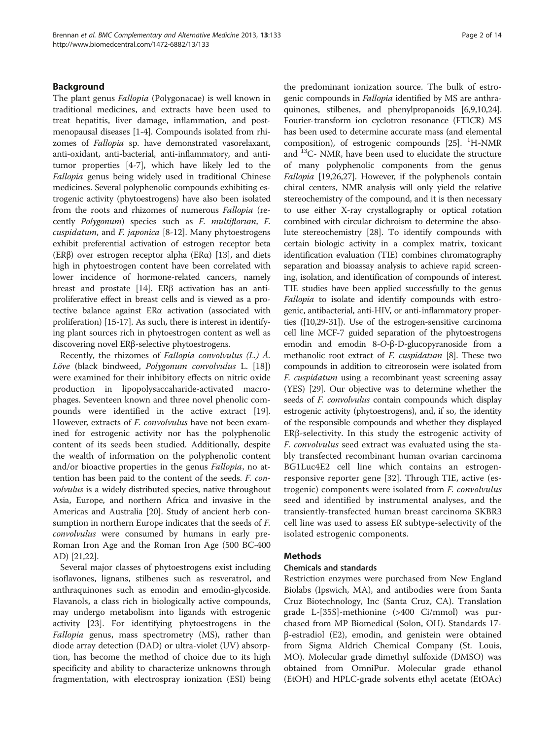## Background

The plant genus *Fallopia* (Polygonacae) is well known in traditional medicines, and extracts have been used to treat hepatitis, liver damage, inflammation, and post-menopausal diseases [1-4]. Compounds isolated from rhizomes of *Fallopia* sp. have demonstrated vasorelaxant, anti-oxidant, anti-bacterial, anti-inflammatory, and anti-tumor properties [4-7], which have likely led to the *Fallopia* genus being widely used in traditional Chinese medicines. Several polyphenolic compounds exhibiting estrogenic activity (phytoestrogens) have also been isolated from the roots and rhizomes of numerous *Fallopia* (recently *Polygonum*) species such as *F. multiflorum*, *F. cuspidatum*, and *F. japonica* [8-12]. Many phytoestrogens exhibit preferential activation of estrogen receptor beta (ERβ) over estrogen receptor alpha (ERα) [13], and diets high in phytoestrogen content have been correlated with lower incidence of hormone-related cancers, namely breast and prostate [14]. ERβ activation has an anti-proliferative effect in breast cells and is viewed as a protective balance against ERα activation (associated with proliferation) [15-17]. As such, there is interest in identifying plant sources rich in phytoestrogen content as well as discovering novel ERβ-selective phytoestrogens.

Recently, the rhizomes of *Fallopia convolvulus (L.) Á. Löve* (black bindweed, *Polygonum convolvulus* L. [18]) were examined for their inhibitory effects on nitric oxide production in lipopolysaccharide-activated macrophages. Seventeen known and three novel phenolic compounds were identified in the active extract [19]. However, extracts of *F. convolvulus* have not been examined for estrogenic activity nor has the polyphenolic content of its seeds been studied. Additionally, despite the wealth of information on the polyphenolic content and/or bioactive properties in the genus *Fallopia*, no attention has been paid to the content of the seeds. *F. convolvulus* is a widely distributed species, native throughout Asia, Europe, and northern Africa and invasive in the Americas and Australia [20]. Study of ancient herb consumption in northern Europe indicates that the seeds of *F. convolvulus* were consumed by humans in early pre-Roman Iron Age and the Roman Iron Age (500 BC-400 AD) [21,22].

Several major classes of phytoestrogens exist including isoflavones, lignans, stilbenes such as resveratrol, and anthraquinones such as emodin and emodin-glycoside. Flavanols, a class rich in biologically active compounds, may undergo metabolism into ligands with estrogenic activity [23]. For identifying phytoestrogens in the *Fallopia* genus, mass spectrometry (MS), rather than diode array detection (DAD) or ultra-violet (UV) absorption, has become the method of choice due to its high specificity and ability to characterize unknowns through fragmentation, with electrospray ionization (ESI) being the predominant ionization source. The bulk of estrogenic compounds in *Fallopia* identified by MS are anthraquinones, stilbenes, and phenylpropanoids [6,9,10,24]. Fourier-transform ion cyclotron resonance (FTICR) MS has been used to determine accurate mass (and elemental composition), of estrogenic compounds [25]. $^{1}$H-NMR and $^{13}$C- NMR, have been used to elucidate the structure of many polyphenolic components from the genus *Fallopia* [19,26,27]. However, if the polyphenols contain chiral centers, NMR analysis will only yield the relative stereochemistry of the compound, and it is then necessary to use either X-ray crystallography or optical rotation combined with circular dichroism to determine the absolute stereochemistry [28]. To identify compounds with certain biologic activity in a complex matrix, toxicant identification evaluation (TIE) combines chromatography separation and bioassay analysis to achieve rapid screening, isolation, and identification of compounds of interest. TIE studies have been applied successfully to the genus *Fallopia* to isolate and identify compounds with estrogenic, antibacterial, anti-HIV, or anti-inflammatory properties ([10,29-31]). Use of the estrogen-sensitive carcinoma cell line MCF-7 guided separation of the phytoestrogens emodin and emodin 8-*O*-β-D-glucopyranoside from a methanolic root extract of *F. cuspidatum* [8]. These two compounds in addition to citreorosein were isolated from *F. cuspidatum* using a recombinant yeast screening assay (YES) [29]. Our objective was to determine whether the seeds of *F. convolvulus* contain compounds which display estrogenic activity (phytoestrogens), and, if so, the identity of the responsible compounds and whether they displayed ERβ-selectivity. In this study the estrogenic activity of *F. convolvulus* seed extract was evaluated using the stably transfected recombinant human ovarian carcinoma BG1Luc4E2 cell line which contains an estrogen-responsive reporter gene [32]. Through TIE, active (estrogenic) components were isolated from *F. convolvulus* seed and identified by instrumental analyses, and the transiently-transfected human breast carcinoma SKBR3 cell line was used to assess ER subtype-selectivity of the isolated estrogenic components.

## Methods

### Chemicals and standards

Restriction enzymes were purchased from New England Biolabs (Ipswich, MA), and antibodies were from Santa Cruz Biotechnology, Inc (Santa Cruz, CA). Translation grade L-[35S]-methionine (>400 Ci/mmol) was purchased from MP Biomedical (Solon, OH). Standards 17-β-estradiol (E2), emodin, and genistein were obtained from Sigma Aldrich Chemical Company (St. Louis, MO). Molecular grade dimethyl sulfoxide (DMSO) was obtained from OmniPur. Molecular grade ethanol (EtOH) and HPLC-grade solvents ethyl acetate (EtOAc)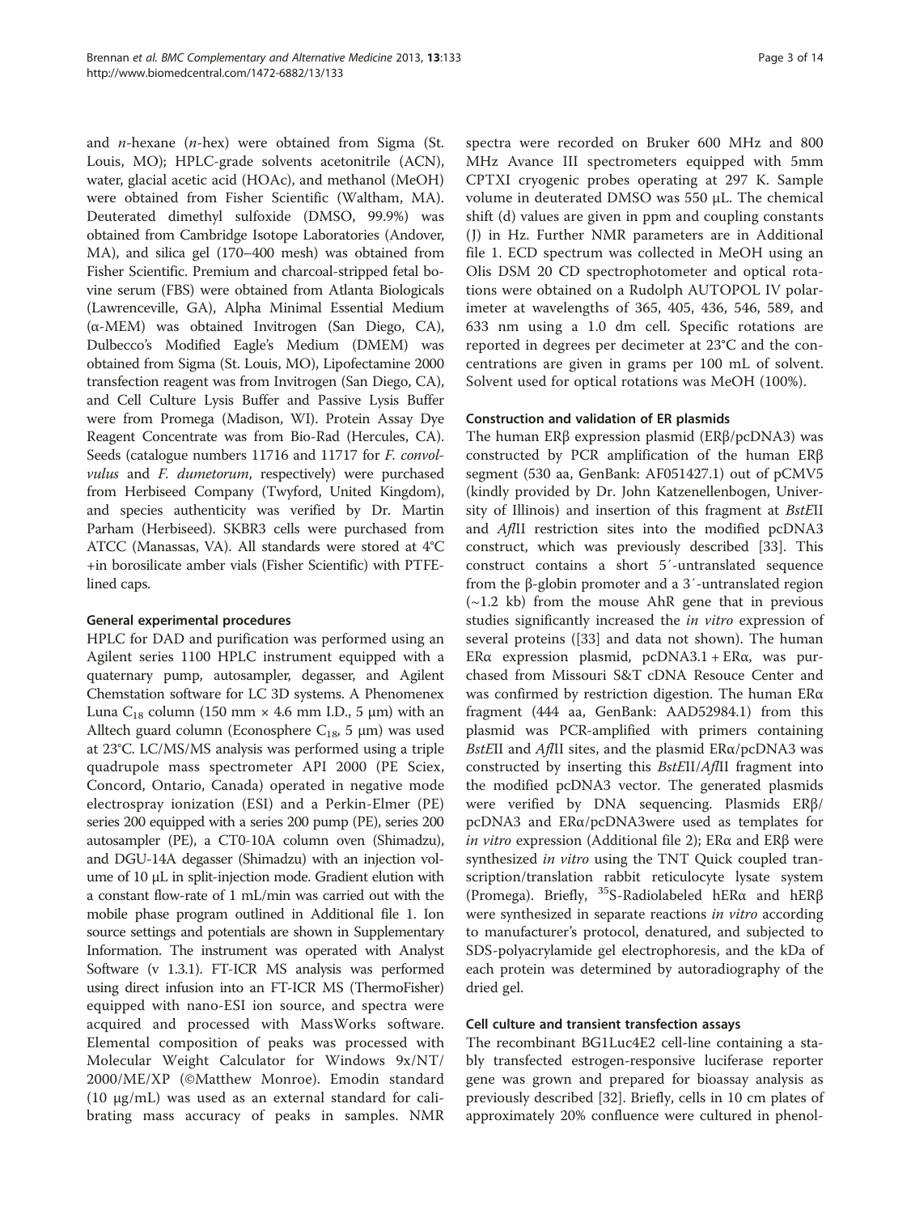and *n*-hexane (*n*-hex) were obtained from Sigma (St. Louis, MO); HPLC-grade solvents acetonitrile (ACN), water, glacial acetic acid (HOAc), and methanol (MeOH) were obtained from Fisher Scientific (Waltham, MA). Deuterated dimethyl sulfoxide (DMSO, 99.9%) was obtained from Cambridge Isotope Laboratories (Andover, MA), and silica gel (170–400 mesh) was obtained from Fisher Scientific. Premium and charcoal-stripped fetal bovine serum (FBS) were obtained from Atlanta Biologicals (Lawrenceville, GA), Alpha Minimal Essential Medium (α-MEM) was obtained Invitrogen (San Diego, CA), Dulbecco's Modified Eagle's Medium (DMEM) was obtained from Sigma (St. Louis, MO), Lipofectamine 2000 transfection reagent was from Invitrogen (San Diego, CA), and Cell Culture Lysis Buffer and Passive Lysis Buffer were from Promega (Madison, WI). Protein Assay Dye Reagent Concentrate was from Bio-Rad (Hercules, CA). Seeds (catalogue numbers 11716 and 11717 for *F. convolvulus* and *F. dumetorum*, respectively) were purchased from Herbiseed Company (Twyford, United Kingdom), and species authenticity was verified by Dr. Martin Parham (Herbiseed). SKBR3 cells were purchased from ATCC (Manassas, VA). All standards were stored at 4°C +in borosilicate amber vials (Fisher Scientific) with PTFE-lined caps.

## General experimental procedures

HPLC for DAD and purification was performed using an Agilent series 1100 HPLC instrument equipped with a quaternary pump, autosampler, degasser, and Agilent Chemstation software for LC 3D systems. A Phenomenex Luna $C_{18}$ column (150 mm × 4.6 mm I.D., 5 μm) with an Alltech guard column (Econosphere $C_{18}$, 5 μm) was used at 23°C. LC/MS/MS analysis was performed using a triple quadrupole mass spectrometer API 2000 (PE Sciex, Concord, Ontario, Canada) operated in negative mode electrospray ionization (ESI) and a Perkin-Elmer (PE) series 200 equipped with a series 200 pump (PE), series 200 autosampler (PE), a CT0-10A column oven (Shimadzu), and DGU-14A degasser (Shimadzu) with an injection volume of 10 μL in split-injection mode. Gradient elution with a constant flow-rate of 1 mL/min was carried out with the mobile phase program outlined in Additional file 1. Ion source settings and potentials are shown in Supplementary Information. The instrument was operated with Analyst Software (v 1.3.1). FT-ICR MS analysis was performed using direct infusion into an FT-ICR MS (ThermoFisher) equipped with nano-ESI ion source, and spectra were acquired and processed with MassWorks software. Elemental composition of peaks was processed with Molecular Weight Calculator for Windows 9x/NT/2000/ME/XP (©Matthew Monroe). Emodin standard (10 μg/mL) was used as an external standard for calibrating mass accuracy of peaks in samples. NMR spectra were recorded on Bruker 600 MHz and 800 MHz Avance III spectrometers equipped with 5mm CPTXI cryogenic probes operating at 297 K. Sample volume in deuterated DMSO was 550 μL. The chemical shift (d) values are given in ppm and coupling constants (J) in Hz. Further NMR parameters are in Additional file 1. ECD spectrum was collected in MeOH using an Olis DSM 20 CD spectrophotometer and optical rotations were obtained on a Rudolph AUTOPOL IV polarimeter at wavelengths of 365, 405, 436, 546, 589, and 633 nm using a 1.0 dm cell. Specific rotations are reported in degrees per decimeter at 23°C and the concentrations are given in grams per 100 mL of solvent. Solvent used for optical rotations was MeOH (100%).

## Construction and validation of ER plasmids

The human ERβ expression plasmid (ERβ/pcDNA3) was constructed by PCR amplification of the human ERβ segment (530 aa, GenBank: AF051427.1) out of pCMV5 (kindly provided by Dr. John Katzenellenbogen, University of Illinois) and insertion of this fragment at *BstE*II and *Afl*II restriction sites into the modified pcDNA3 construct, which was previously described [33]. This construct contains a short 5′-untranslated sequence from the β-globin promoter and a 3′-untranslated region (~1.2 kb) from the mouse AhR gene that in previous studies significantly increased the *in vitro* expression of several proteins ([33] and data not shown). The human ERα expression plasmid, pcDNA3.1 + ERα, was purchased from Missouri S&T cDNA Resouce Center and was confirmed by restriction digestion. The human ERα fragment (444 aa, GenBank: AAD52984.1) from this plasmid was PCR-amplified with primers containing *BstE*II and *Afl*II sites, and the plasmid ERα/pcDNA3 was constructed by inserting this *BstE*II/*Afl*II fragment into the modified pcDNA3 vector. The generated plasmids were verified by DNA sequencing. Plasmids ERβ/pcDNA3 and ERα/pcDNA3were used as templates for *in vitro* expression (Additional file 2); ERα and ERβ were synthesized *in vitro* using the TNT Quick coupled transcription/translation rabbit reticulocyte lysate system (Promega). Briefly, $^{35}$S-Radiolabeled hERα and hERβ were synthesized in separate reactions *in vitro* according to manufacturer's protocol, denatured, and subjected to SDS-polyacrylamide gel electrophoresis, and the kDa of each protein was determined by autoradiography of the dried gel.

## Cell culture and transient transfection assays

The recombinant BG1Luc4E2 cell-line containing a stably transfected estrogen-responsive luciferase reporter gene was grown and prepared for bioassay analysis as previously described [32]. Briefly, cells in 10 cm plates of approximately 20% confluence were cultured in phenol-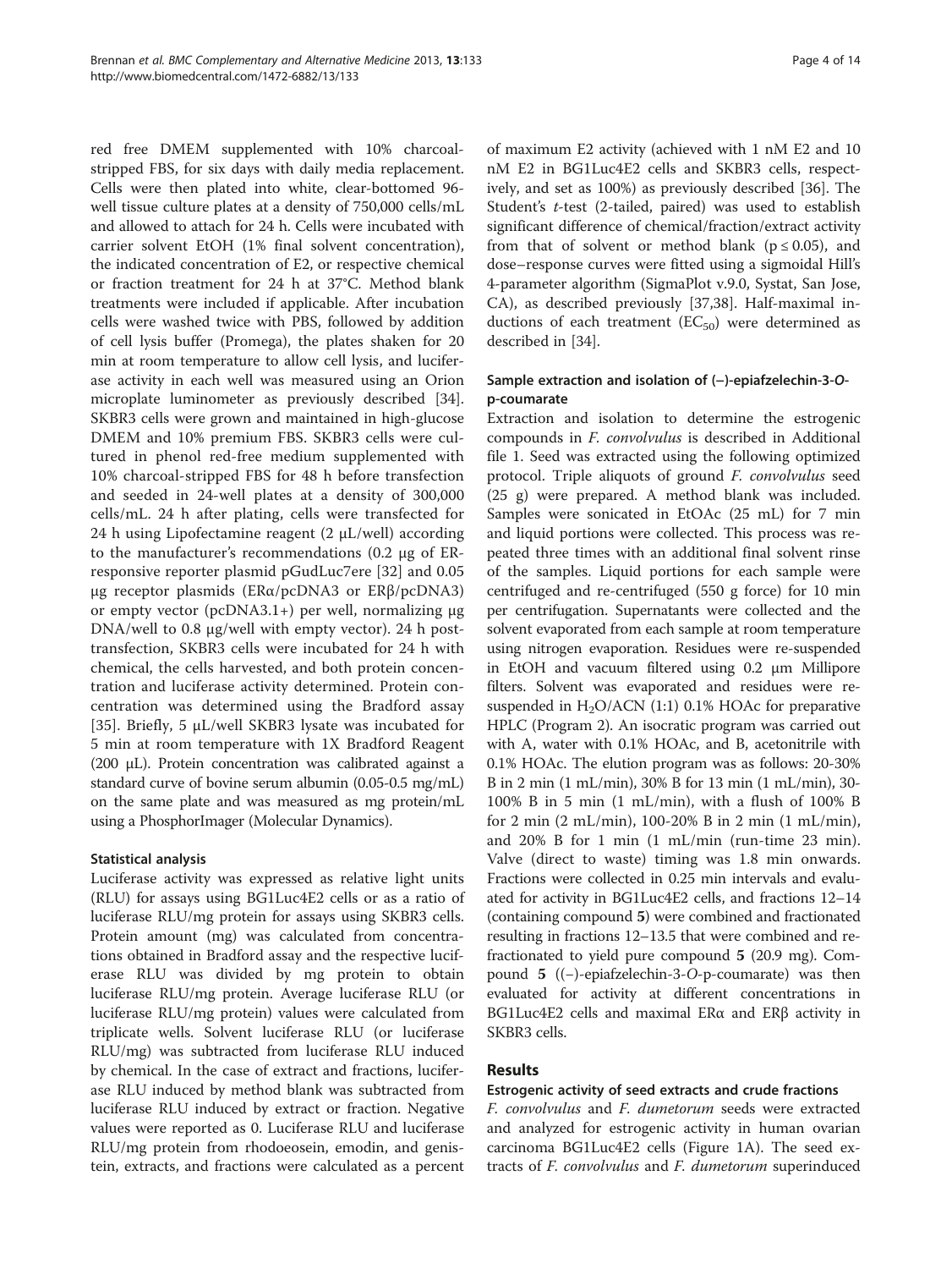red free DMEM supplemented with 10% charcoal-stripped FBS, for six days with daily media replacement. Cells were then plated into white, clear-bottomed 96-well tissue culture plates at a density of 750,000 cells/mL and allowed to attach for 24 h. Cells were incubated with carrier solvent EtOH (1% final solvent concentration), the indicated concentration of E2, or respective chemical or fraction treatment for 24 h at 37°C. Method blank treatments were included if applicable. After incubation cells were washed twice with PBS, followed by addition of cell lysis buffer (Promega), the plates shaken for 20 min at room temperature to allow cell lysis, and luciferase activity in each well was measured using an Orion microplate luminometer as previously described [34]. SKBR3 cells were grown and maintained in high-glucose DMEM and 10% premium FBS. SKBR3 cells were cultured in phenol red-free medium supplemented with 10% charcoal-stripped FBS for 48 h before transfection and seeded in 24-well plates at a density of 300,000 cells/mL. 24 h after plating, cells were transfected for 24 h using Lipofectamine reagent (2 μL/well) according to the manufacturer's recommendations (0.2 μg of ER-responsive reporter plasmid pGudLuc7ere [32] and 0.05 μg receptor plasmids (ERα/pcDNA3 or ERβ/pcDNA3) or empty vector (pcDNA3.1+) per well, normalizing μg DNA/well to 0.8 μg/well with empty vector). 24 h post-transfection, SKBR3 cells were incubated for 24 h with chemical, the cells harvested, and both protein concentration and luciferase activity determined. Protein concentration was determined using the Bradford assay [35]. Briefly, 5 μL/well SKBR3 lysate was incubated for 5 min at room temperature with 1X Bradford Reagent (200 μL). Protein concentration was calibrated against a standard curve of bovine serum albumin (0.05-0.5 mg/mL) on the same plate and was measured as mg protein/mL using a PhosphorImager (Molecular Dynamics).

### Statistical analysis

Luciferase activity was expressed as relative light units (RLU) for assays using BG1Luc4E2 cells or as a ratio of luciferase RLU/mg protein for assays using SKBR3 cells. Protein amount (mg) was calculated from concentrations obtained in Bradford assay and the respective luciferase RLU was divided by mg protein to obtain luciferase RLU/mg protein. Average luciferase RLU (or luciferase RLU/mg protein) values were calculated from triplicate wells. Solvent luciferase RLU (or luciferase RLU/mg) was subtracted from luciferase RLU induced by chemical. In the case of extract and fractions, luciferase RLU induced by method blank was subtracted from luciferase RLU induced by extract or fraction. Negative values were reported as 0. Luciferase RLU and luciferase RLU/mg protein from rhodoeosein, emodin, and genistein, extracts, and fractions were calculated as a percent of maximum E2 activity (achieved with 1 nM E2 and 10 nM E2 in BG1Luc4E2 cells and SKBR3 cells, respectively, and set as 100%) as previously described [36]. The Student's *t*-test (2-tailed, paired) was used to establish significant difference of chemical/fraction/extract activity from that of solvent or method blank ($p \leq 0.05$), and dose–response curves were fitted using a sigmoidal Hill's 4-parameter algorithm (SigmaPlot v.9.0, Systat, San Jose, CA), as described previously [37,38]. Half-maximal inductions of each treatment ($EC_{50}$) were determined as described in [34].

### Sample extraction and isolation of (–)-epiafzelechin-3-*O*-p-coumarate

Extraction and isolation to determine the estrogenic compounds in *F. convolvulus* is described in Additional file 1. Seed was extracted using the following optimized protocol. Triple aliquots of ground *F. convolvulus* seed (25 g) were prepared. A method blank was included. Samples were sonicated in EtOAc (25 mL) for 7 min and liquid portions were collected. This process was repeated three times with an additional final solvent rinse of the samples. Liquid portions for each sample were centrifuged and re-centrifuged (550 g force) for 10 min per centrifugation. Supernatants were collected and the solvent evaporated from each sample at room temperature using nitrogen evaporation. Residues were re-suspended in EtOH and vacuum filtered using 0.2 μm Millipore filters. Solvent was evaporated and residues were re-suspended in $H_2O$/ACN (1:1) 0.1% HOAc for preparative HPLC (Program 2). An isocratic program was carried out with A, water with 0.1% HOAc, and B, acetonitrile with 0.1% HOAc. The elution program was as follows: 20-30% B in 2 min (1 mL/min), 30% B for 13 min (1 mL/min), 30-100% B in 5 min (1 mL/min), with a flush of 100% B for 2 min (2 mL/min), 100-20% B in 2 min (1 mL/min), and 20% B for 1 min (1 mL/min (run-time 23 min). Valve (direct to waste) timing was 1.8 min onwards. Fractions were collected in 0.25 min intervals and evaluated for activity in BG1Luc4E2 cells, and fractions 12–14 (containing compound **5**) were combined and fractionated resulting in fractions 12–13.5 that were combined and re-fractionated to yield pure compound **5** (20.9 mg). Compound **5** ((–)-epiafzelechin-3-*O*-p-coumarate) was then evaluated for activity at different concentrations in BG1Luc4E2 cells and maximal ERα and ERβ activity in SKBR3 cells.

## Results

### Estrogenic activity of seed extracts and crude fractions

*F. convolvulus* and *F. dumetorum* seeds were extracted and analyzed for estrogenic activity in human ovarian carcinoma BG1Luc4E2 cells (Figure 1A). The seed extracts of *F. convolvulus* and *F. dumetorum* superinduced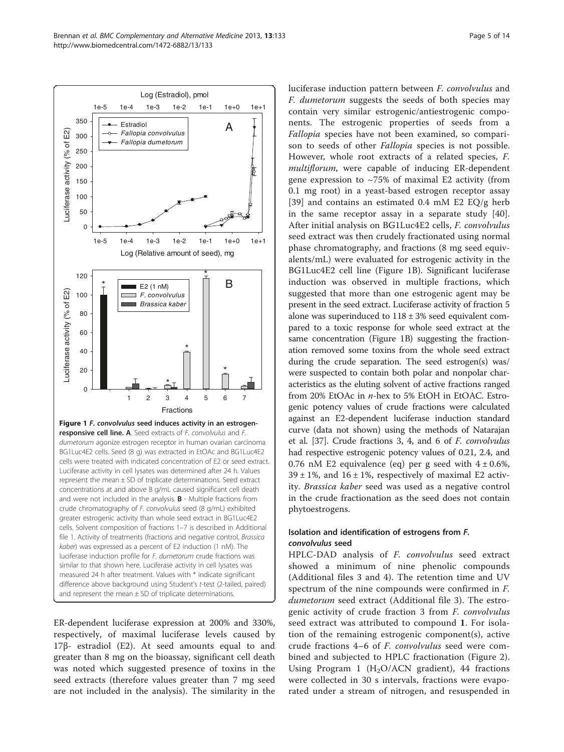**Figure 1 *F. convolvulus* seed induces activity in an estrogen-responsive cell line. A**. Seed extracts of *F. convolvulus* and *F. dumetorum* agonize estrogen receptor in human ovarian carcinoma BG1Luc4E2 cells. Seed (8 g) was extracted in EtOAc and BG1Luc4E2 cells were treated with indicated concentration of E2 or seed extract. Luciferase activity in cell lysates was determined after 24 h. Values represent the mean ± SD of triplicate determinations. Seed extract concentrations at and above 8 g/mL caused significant cell death and were not included in the analysis. **B** - Multiple fractions from crude chromatography of *F. convolvulus* seed (8 g/mL) exhibited greater estrogenic activity than whole seed extract in BG1Luc4E2 cells. Solvent composition of fractions 1–7 is described in Additional file 1. Activity of treatments (fractions and negative control, *Brassica kaber*) was expressed as a percent of E2 induction (1 nM). The luciferase induction profile for *F. dumetorum* crude fractions was similar to that shown here. Luciferase activity in cell lysates was measured 24 h after treatment. Values with * indicate significant difference above background using Student's *t*-test (2-tailed, paired) and represent the mean ± SD of triplicate determinations.

ER-dependent luciferase expression at 200% and 330%, respectively, of maximal luciferase levels caused by 17β- estradiol (E2). At seed amounts equal to and greater than 8 mg on the bioassay, significant cell death was noted which suggested presence of toxins in the seed extracts (therefore values greater than 7 mg seed are not included in the analysis). The similarity in the luciferase induction pattern between *F. convolvulus* and *F. dumetorum* suggests the seeds of both species may contain very similar estrogenic/antiestrogenic components. The estrogenic properties of seeds from a *Fallopia* species have not been examined, so comparison to seeds of other *Fallopia* species is not possible. However, whole root extracts of a related species, *F. multiflorum*, were capable of inducing ER-dependent gene expression to ~75% of maximal E2 activity (from 0.1 mg root) in a yeast-based estrogen receptor assay [39] and contains an estimated 0.4 mM E2 EQ/g herb in the same receptor assay in a separate study [40]. After initial analysis on BG1Luc4E2 cells, *F. convolvulus* seed extract was then crudely fractionated using normal phase chromatography, and fractions (8 mg seed equivalents/mL) were evaluated for estrogenic activity in the BG1Luc4E2 cell line (Figure 1B). Significant luciferase induction was observed in multiple fractions, which suggested that more than one estrogenic agent may be present in the seed extract. Luciferase activity of fraction 5 alone was superinduced to 118 ± 3% seed equivalent compared to a toxic response for whole seed extract at the same concentration (Figure 1B) suggesting the fractionation removed some toxins from the whole seed extract during the crude separation. The seed estrogen(s) was/were suspected to contain both polar and nonpolar characteristics as the eluting solvent of active fractions ranged from 20% EtOAc in *n*-hex to 5% EtOH in EtOAC. Estrogenic potency values of crude fractions were calculated against an E2-dependent luciferase induction standard curve (data not shown) using the methods of Natarajan et al. [37]. Crude fractions 3, 4, and 6 of *F. convolvulus* had respective estrogenic potency values of 0.21, 2.4, and 0.76 nM E2 equivalence (eq) per g seed with 4 ± 0.6%, 39 ± 1%, and 16 ± 1%, respectively of maximal E2 activity. *Brassica kaber* seed was used as a negative control in the crude fractionation as the seed does not contain phytoestrogens.

### Isolation and identification of estrogens from *F. convolvulus* seed

HPLC-DAD analysis of *F. convolvulus* seed extract showed a minimum of nine phenolic compounds (Additional files 3 and 4). The retention time and UV spectrum of the nine compounds were confirmed in *F. dumetorum* seed extract (Additional file 3). The estrogenic activity of crude fraction 3 from *F. convolvulus* seed extract was attributed to compound **1**. For isolation of the remaining estrogenic component(s), active crude fractions 4–6 of *F. convolvulus* seed were combined and subjected to HPLC fractionation (Figure 2). Using Program 1 ($H_2O$/ACN gradient), 44 fractions were collected in 30 s intervals, fractions were evaporated under a stream of nitrogen, and resuspended in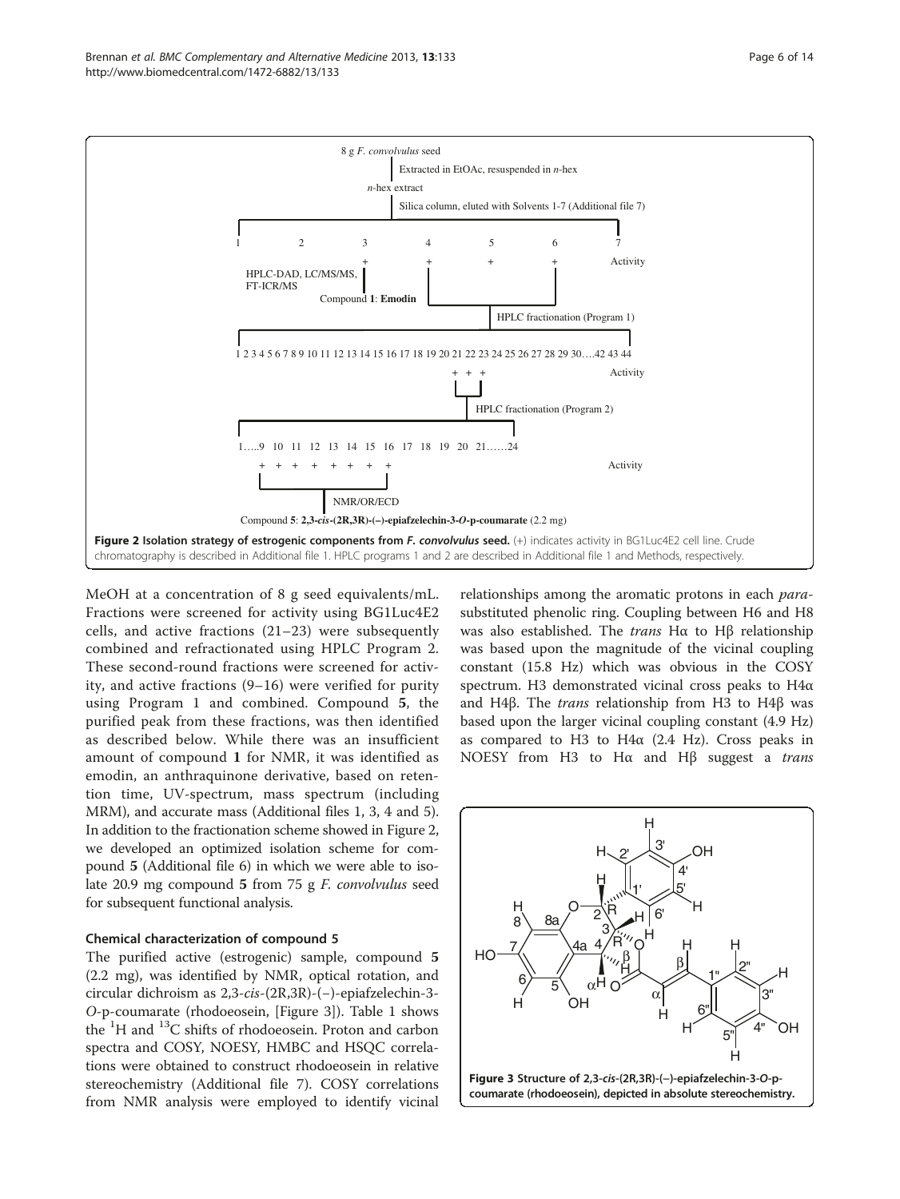**Figure 2 Isolation strategy of estrogenic components from *F. convolvulus* seed.** (+) indicates activity in BG1Luc4E2 cell line. Crude chromatography is described in Additional file 1. HPLC programs 1 and 2 are described in Additional file 1 and Methods, respectively.

MeOH at a concentration of 8 g seed equivalents/mL. Fractions were screened for activity using BG1Luc4E2 cells, and active fractions (21–23) were subsequently combined and refractionated using HPLC Program 2. These second-round fractions were screened for activity, and active fractions (9–16) were verified for purity using Program 1 and combined. Compound **5**, the purified peak from these fractions, was then identified as described below. While there was an insufficient amount of compound **1** for NMR, it was identified as emodin, an anthraquinone derivative, based on retention time, UV-spectrum, mass spectrum (including MRM), and accurate mass (Additional files 1, 3, 4 and 5). In addition to the fractionation scheme showed in Figure 2, we developed an optimized isolation scheme for compound **5** (Additional file 6) in which we were able to isolate 20.9 mg compound **5** from 75 g *F. convolvulus* seed for subsequent functional analysis.

### Chemical characterization of compound 5

The purified active (estrogenic) sample, compound **5** (2.2 mg), was identified by NMR, optical rotation, and circular dichroism as 2,3-*cis*-(2R,3R)-(−)-epiafzelechin-3-O-p-coumarate (rhodoeosein, [Figure 3]). Table 1 shows the $^{1}$H and $^{13}$C shifts of rhodoeosein. Proton and carbon spectra and COSY, NOESY, HMBC and HSQC correlations were obtained to construct rhodoeosein in relative stereochemistry (Additional file 7). COSY correlations from NMR analysis were employed to identify vicinal relationships among the aromatic protons in each *para*-substituted phenolic ring. Coupling between H6 and H8 was also established. The *trans* Hα to Hβ relationship was based upon the magnitude of the vicinal coupling constant (15.8 Hz) which was obvious in the COSY spectrum. H3 demonstrated vicinal cross peaks to H4α and H4β. The *trans* relationship from H3 to H4β was based upon the larger vicinal coupling constant (4.9 Hz) as compared to H3 to H4α (2.4 Hz). Cross peaks in NOESY from H3 to Hα and Hβ suggest a *trans*

**Figure 3 Structure of 2,3-*cis*-(2R,3R)-(−)-epiafzelechin-3-*O*-p-coumarate (rhodoeosein), depicted in absolute stereochemistry.**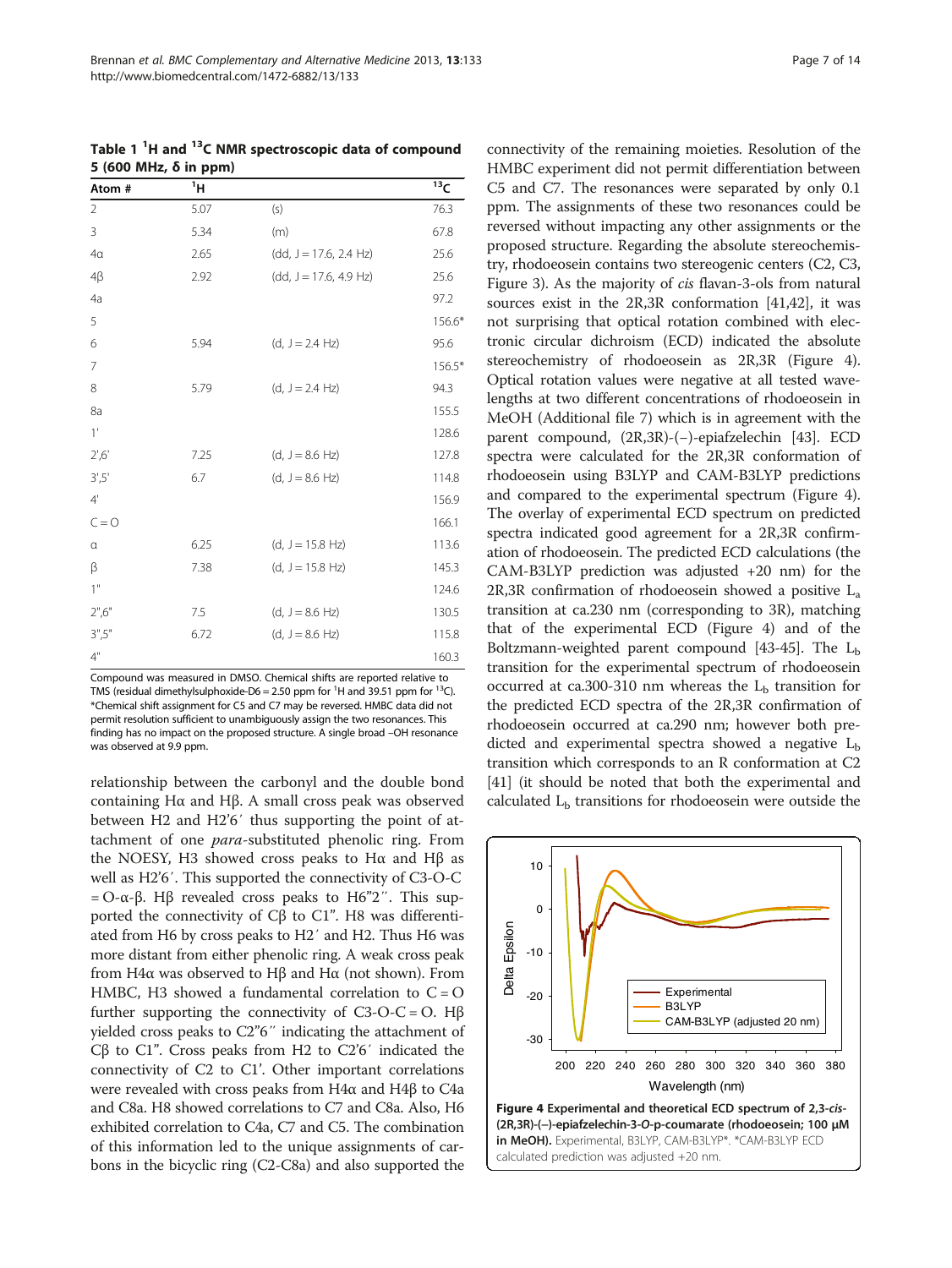**Table 1 $^{1}$H and $^{13}$C NMR spectroscopic data of compound 5 (600 MHz, δ in ppm)**

| Atom # | $^{1}$H | | $^{13}$C |
|---|---|---|---|
| 2 | 5.07 | (s) | 76.3 |
| 3 | 5.34 | (m) | 67.8 |
| 4α | 2.65 | (dd, J = 17.6, 2.4 Hz) | 25.6 |
| 4β | 2.92 | (dd, J = 17.6, 4.9 Hz) | 25.6 |
| 4a | | | 97.2 |
| 5 | | | 156.6* |
| 6 | 5.94 | (d, J = 2.4 Hz) | 95.6 |
| 7 | | | 156.5* |
| 8 | 5.79 | (d, J = 2.4 Hz) | 94.3 |
| 8a | | | 155.5 |
| 1' | | | 128.6 |
| 2',6' | 7.25 | (d, J = 8.6 Hz) | 127.8 |
| 3',5' | 6.7 | (d, J = 8.6 Hz) | 114.8 |
| 4' | | | 156.9 |
| C = O | | | 166.1 |
| α | 6.25 | (d, J = 15.8 Hz) | 113.6 |
| β | 7.38 | (d, J = 15.8 Hz) | 145.3 |
| 1" | | | 124.6 |
| 2",6" | 7.5 | (d, J = 8.6 Hz) | 130.5 |
| 3",5" | 6.72 | (d, J = 8.6 Hz) | 115.8 |
| 4" | | | 160.3 |

Compound was measured in DMSO. Chemical shifts are reported relative to TMS (residual dimethylsulphoxide-D6 = 2.50 ppm for $^{1}$H and 39.51 ppm for $^{13}$C). *Chemical shift assignment for C5 and C7 may be reversed. HMBC data did not permit resolution sufficient to unambiguously assign the two resonances. This finding has no impact on the proposed structure. A single broad –OH resonance was observed at 9.9 ppm.

relationship between the carbonyl and the double bond containing Hα and Hβ. A small cross peak was observed between H2 and H2′6′ thus supporting the point of attachment of one *para*-substituted phenolic ring. From the NOESY, H3 showed cross peaks to Hα and Hβ as well as H2′6′. This supported the connectivity of C3-O-C = O-α-β. Hβ revealed cross peaks to H6"2′′. This supported the connectivity of Cβ to C1". H8 was differentiated from H6 by cross peaks to H2′ and H2. Thus H6 was more distant from either phenolic ring. A weak cross peak from H4α was observed to Hβ and Hα (not shown). From HMBC, H3 showed a fundamental correlation to C = O further supporting the connectivity of C3-O-C = O. Hβ yielded cross peaks to C2"6′′ indicating the attachment of Cβ to C1". Cross peaks from H2 to C2′6′ indicated the connectivity of C2 to C1′. Other important correlations were revealed with cross peaks from H4α and H4β to C4a and C8a. H8 showed correlations to C7 and C8a. Also, H6 exhibited correlation to C4a, C7 and C5. The combination of this information led to the unique assignments of carbons in the bicyclic ring (C2-C8a) and also supported the connectivity of the remaining moieties. Resolution of the HMBC experiment did not permit differentiation between C5 and C7. The resonances were separated by only 0.1 ppm. The assignments of these two resonances could be reversed without impacting any other assignments or the proposed structure. Regarding the absolute stereochemistry, rhodoeosein contains two stereogenic centers (C2, C3, Figure 3). As the majority of *cis* flavan-3-ols from natural sources exist in the 2R,3R conformation [41,42], it was not surprising that optical rotation combined with electronic circular dichroism (ECD) indicated the absolute stereochemistry of rhodoeosein as 2R,3R (Figure 4). Optical rotation values were negative at all tested wavelengths at two different concentrations of rhodoeosein in MeOH (Additional file 7) which is in agreement with the parent compound, (2R,3R)-(−)-epiafzelechin [43]. ECD spectra were calculated for the 2R,3R conformation of rhodoeosein using B3LYP and CAM-B3LYP predictions and compared to the experimental spectrum (Figure 4). The overlay of experimental ECD spectrum on predicted spectra indicated good agreement for a 2R,3R confirmation of rhodoeosein. The predicted ECD calculations (the CAM-B3LYP prediction was adjusted +20 nm) for the 2R,3R confirmation of rhodoeosein showed a positive $L_a$ transition at ca.230 nm (corresponding to 3R), matching that of the experimental ECD (Figure 4) and of the Boltzmann-weighted parent compound [43-45]. The $L_b$ transition for the experimental spectrum of rhodoeosein occurred at ca.300-310 nm whereas the $L_b$ transition for the predicted ECD spectra of the 2R,3R confirmation of rhodoeosein occurred at ca.290 nm; however both predicted and experimental spectra showed a negative $L_b$ transition which corresponds to an R conformation at C2 [41] (it should be noted that both the experimental and calculated $L_b$ transitions for rhodoeosein were outside the

**Figure 4 Experimental and theoretical ECD spectrum of 2,3-*cis*-(2R,3R)-(−)-epiafzelechin-3-*O*-p-coumarate (rhodoeosein; 100 μM in MeOH).** Experimental, B3LYP, CAM-B3LYP*. *CAM-B3LYP ECD calculated prediction was adjusted +20 nm.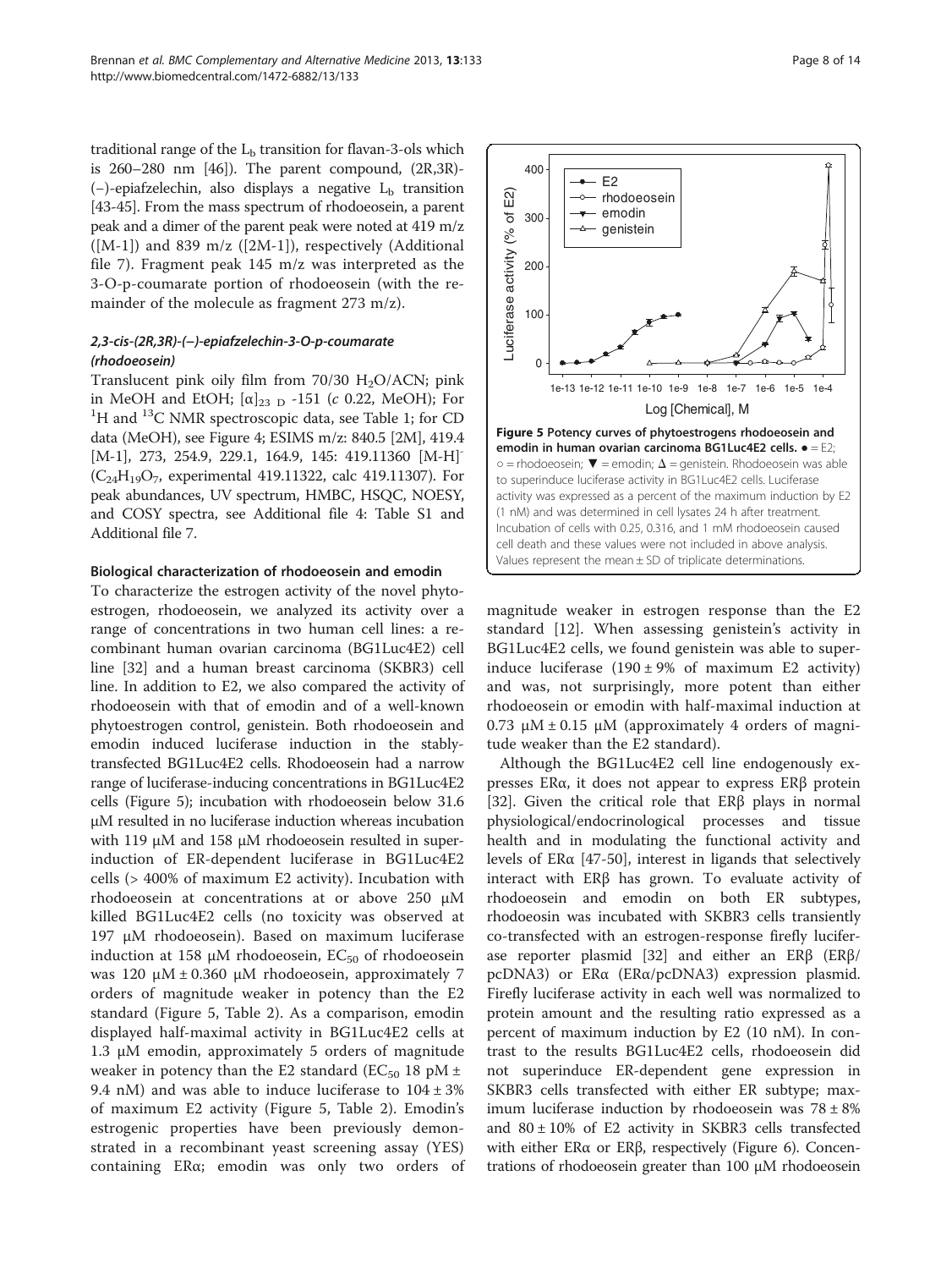traditional range of the $L_b$ transition for flavan-3-ols which is 260–280 nm [46]). The parent compound, (2R,3R)-(−)-epiafzelechin, also displays a negative $L_b$ transition [43-45]. From the mass spectrum of rhodoeosein, a parent peak and a dimer of the parent peak were noted at 419 m/z ([M-1]) and 839 m/z ([2M-1]), respectively (Additional file 7). Fragment peak 145 m/z was interpreted as the 3-O-p-coumarate portion of rhodoeosein (with the remainder of the molecule as fragment 273 m/z).

### *2,3-cis-(2R,3R)-(−)-epiafzelechin-3-O-p-coumarate (rhodoeosein)*

Translucent pink oily film from 70/30 $H_2O$/ACN; pink in MeOH and EtOH; $[\alpha]_{23\ D}$ -151 (*c* 0.22, MeOH); For $^1$H and $^{13}$C NMR spectroscopic data, see Table 1; for CD data (MeOH), see Figure 4; ESIMS m/z: 840.5 [2M], 419.4 [M-1], 273, 254.9, 229.1, 164.9, 145: 419.11360 $[M-H]^-$ ($C_{24}H_{19}O_7$, experimental 419.11322, calc 419.11307). For peak abundances, UV spectrum, HMBC, HSQC, NOESY, and COSY spectra, see Additional file 4: Table S1 and Additional file 7.

### Biological characterization of rhodoeosein and emodin

To characterize the estrogen activity of the novel phytoestrogen, rhodoeosein, we analyzed its activity over a range of concentrations in two human cell lines: a recombinant human ovarian carcinoma (BG1Luc4E2) cell line [32] and a human breast carcinoma (SKBR3) cell line. In addition to E2, we also compared the activity of rhodoeosein with that of emodin and of a well-known phytoestrogen control, genistein. Both rhodoeosein and emodin induced luciferase induction in the stably-transfected BG1Luc4E2 cells. Rhodoeosein had a narrow range of luciferase-inducing concentrations in BG1Luc4E2 cells (Figure 5); incubation with rhodoeosein below 31.6 μM resulted in no luciferase induction whereas incubation with 119 μM and 158 μM rhodoeosein resulted in superinduction of ER-dependent luciferase in BG1Luc4E2 cells (> 400% of maximum E2 activity). Incubation with rhodoeosein at concentrations at or above 250 μM killed BG1Luc4E2 cells (no toxicity was observed at 197 μM rhodoeosein). Based on maximum luciferase induction at 158 μM rhodoeosein, $EC_{50}$ of rhodoeosein was 120 μM ± 0.360 μM rhodoeosein, approximately 7 orders of magnitude weaker in potency than the E2 standard (Figure 5, Table 2). As a comparison, emodin displayed half-maximal activity in BG1Luc4E2 cells at 1.3 μM emodin, approximately 5 orders of magnitude weaker in potency than the E2 standard ($EC_{50}$ 18 pM ± 9.4 nM) and was able to induce luciferase to 104 ± 3% of maximum E2 activity (Figure 5, Table 2). Emodin's estrogenic properties have been previously demonstrated in a recombinant yeast screening assay (YES) containing ERα; emodin was only two orders of magnitude weaker in estrogen response than the E2 standard [12]. When assessing genistein's activity in BG1Luc4E2 cells, we found genistein was able to superinduce luciferase (190 ± 9% of maximum E2 activity) and was, not surprisingly, more potent than either rhodoeosein or emodin with half-maximal induction at 0.73 μM ± 0.15 μM (approximately 4 orders of magnitude weaker than the E2 standard).

**Figure 5 Potency curves of phytoestrogens rhodoeosein and emodin in human ovarian carcinoma BG1Luc4E2 cells.** ● = E2; ○ = rhodoeosein; ▼ = emodin; Δ = genistein. Rhodoeosein was able to superinduce luciferase activity in BG1Luc4E2 cells. Luciferase activity was expressed as a percent of the maximum induction by E2 (1 nM) and was determined in cell lysates 24 h after treatment. Incubation of cells with 0.25, 0.316, and 1 mM rhodoeosein caused cell death and these values were not included in above analysis. Values represent the mean ± SD of triplicate determinations.

Although the BG1Luc4E2 cell line endogenously expresses ERα, it does not appear to express ERβ protein [32]. Given the critical role that ERβ plays in normal physiological/endocrinological processes and tissue health and in modulating the functional activity and levels of ERα [47-50], interest in ligands that selectively interact with ERβ has grown. To evaluate activity of rhodoeosein and emodin on both ER subtypes, rhodoeosin was incubated with SKBR3 cells transiently co-transfected with an estrogen-response firefly luciferase reporter plasmid [32] and either an ERβ (ERβ/pcDNA3) or ERα (ERα/pcDNA3) expression plasmid. Firefly luciferase activity in each well was normalized to protein amount and the resulting ratio expressed as a percent of maximum induction by E2 (10 nM). In contrast to the results BG1Luc4E2 cells, rhodoeosein did not superinduce ER-dependent gene expression in SKBR3 cells transfected with either ER subtype; maximum luciferase induction by rhodoeosein was 78 ± 8% and 80 ± 10% of E2 activity in SKBR3 cells transfected with either ERα or ERβ, respectively (Figure 6). Concentrations of rhodoeosein greater than 100 μM rhodoeosein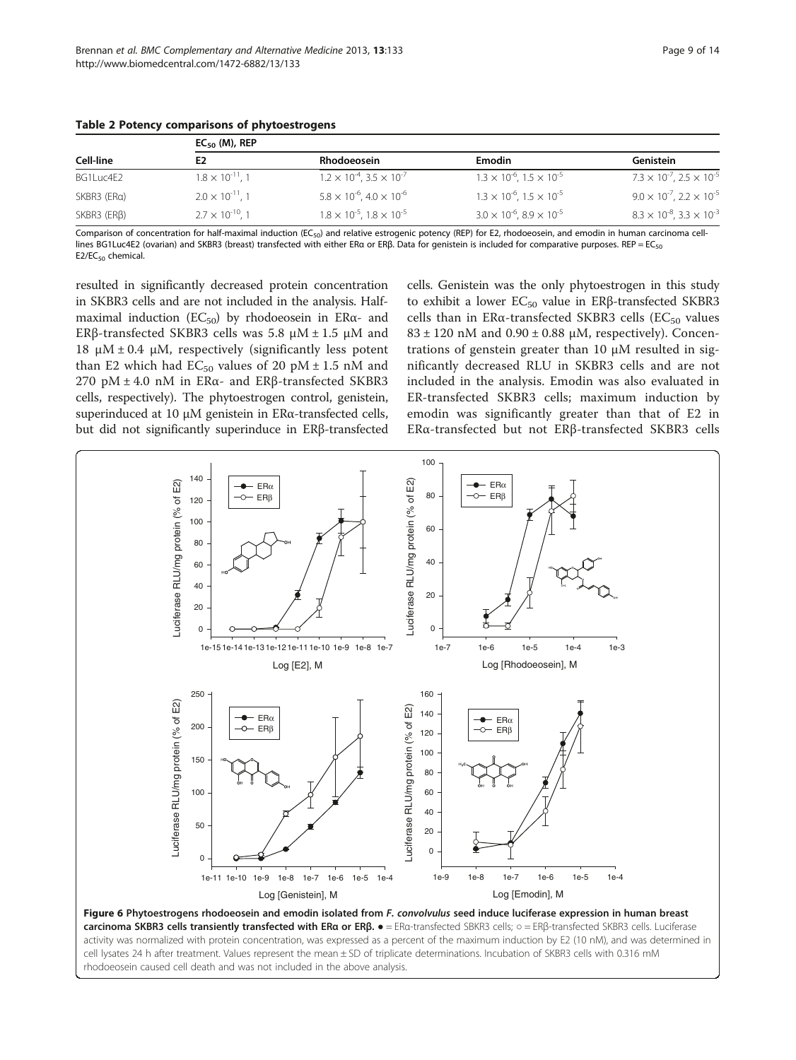**Table 2 Potency comparisons of phytoestrogens**

| Cell-line | $EC_{50}$ (M), REP | | | |
|---|---|---|---|---|
| | E2 | Rhodoeosein | Emodin | Genistein |
| BG1Luc4E2 | $1.8 \times 10^{-11}$, 1 | $1.2 \times 10^{-4}$, $3.5 \times 10^{-7}$ | $1.3 \times 10^{-6}$, $1.5 \times 10^{-5}$ | $7.3 \times 10^{-7}$, $2.5 \times 10^{-5}$ |
| SKBR3 (ERα) | $2.0 \times 10^{-11}$, 1 | $5.8 \times 10^{-6}$, $4.0 \times 10^{-6}$ | $1.3 \times 10^{-6}$, $1.5 \times 10^{-5}$ | $9.0 \times 10^{-7}$, $2.2 \times 10^{-5}$ |
| SKBR3 (ERβ) | $2.7 \times 10^{-10}$, 1 | $1.8 \times 10^{-5}$, $1.8 \times 10^{-5}$ | $3.0 \times 10^{-6}$, $8.9 \times 10^{-5}$ | $8.3 \times 10^{-8}$, $3.3 \times 10^{-3}$ |

Comparison of concentration for half-maximal induction ($EC_{50}$) and relative estrogenic potency (REP) for E2, rhodoeosein, and emodin in human carcinoma cell-lines BG1Luc4E2 (ovarian) and SKBR3 (breast) transfected with either ERα or ERβ. Data for genistein is included for comparative purposes. REP = $EC_{50}$ E2/$EC_{50}$ chemical.

resulted in significantly decreased protein concentration in SKBR3 cells and are not included in the analysis. Half-maximal induction ($EC_{50}$) by rhodoeosein in ERα- and ERβ-transfected SKBR3 cells was 5.8 μM ± 1.5 μM and 18 μM ± 0.4 μM, respectively (significantly less potent than E2 which had $EC_{50}$ values of 20 pM ± 1.5 nM and 270 pM ± 4.0 nM in ERα- and ERβ-transfected SKBR3 cells, respectively). The phytoestrogen control, genistein, superinduced at 10 μM genistein in ERα-transfected cells, but did not significantly superinduce in ERβ-transfected cells. Genistein was the only phytoestrogen in this study to exhibit a lower $EC_{50}$ value in ERβ-transfected SKBR3 cells than in ERα-transfected SKBR3 cells ($EC_{50}$ values 83 ± 120 nM and 0.90 ± 0.88 μM, respectively). Concentrations of genstein greater than 10 μM resulted in significantly decreased RLU in SKBR3 cells and are not included in the analysis. Emodin was also evaluated in ER-transfected SKBR3 cells; maximum induction by emodin was significantly greater than that of E2 in ERα-transfected but not ERβ-transfected SKBR3 cells

**Figure 6 Phytoestrogens rhodoeosein and emodin isolated from *F. convolvulus* seed induce luciferase expression in human breast carcinoma SKBR3 cells transiently transfected with ERα or ERβ.** ● = ERα-transfected SBKR3 cells; ○ = ERβ-transfected SKBR3 cells. Luciferase activity was normalized with protein concentration, was expressed as a percent of the maximum induction by E2 (10 nM), and was determined in cell lysates 24 h after treatment. Values represent the mean ± SD of triplicate determinations. Incubation of SKBR3 cells with 0.316 mM rhodoeosein caused cell death and was not included in the above analysis.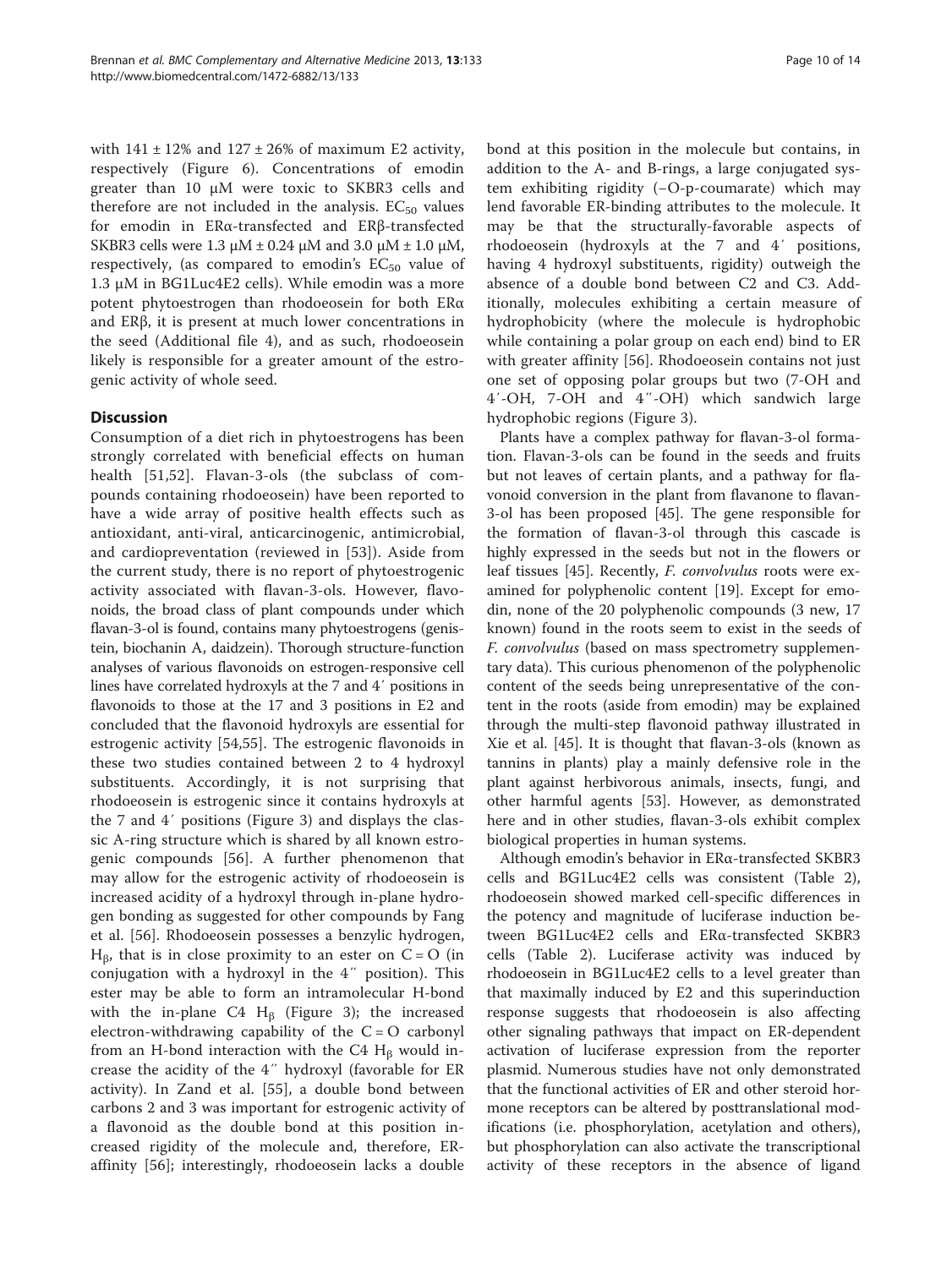with $141 \pm 12\%$ and $127 \pm 26\%$ of maximum E2 activity, respectively (Figure 6). Concentrations of emodin greater than 10 μM were toxic to SKBR3 cells and therefore are not included in the analysis. $EC_{50}$ values for emodin in ERα-transfected and ERβ-transfected SKBR3 cells were 1.3 μM ± 0.24 μM and 3.0 μM ± 1.0 μM, respectively, (as compared to emodin's $EC_{50}$ value of 1.3 μM in BG1Luc4E2 cells). While emodin was a more potent phytoestrogen than rhodoeosein for both ERα and ERβ, it is present at much lower concentrations in the seed (Additional file 4), and as such, rhodoeosein likely is responsible for a greater amount of the estrogenic activity of whole seed.

## Discussion

Consumption of a diet rich in phytoestrogens has been strongly correlated with beneficial effects on human health [51,52]. Flavan-3-ols (the subclass of compounds containing rhodoeosein) have been reported to have a wide array of positive health effects such as antioxidant, anti-viral, anticarcinogenic, antimicrobial, and cardioprevention (reviewed in [53]). Aside from the current study, there is no report of phytoestrogenic activity associated with flavan-3-ols. However, flavonoids, the broad class of plant compounds under which flavan-3-ol is found, contains many phytoestrogens (genistein, biochanin A, daidzein). Thorough structure-function analyses of various flavonoids on estrogen-responsive cell lines have correlated hydroxyls at the 7 and 4′ positions in flavonoids to those at the 17 and 3 positions in E2 and concluded that the flavonoid hydroxyls are essential for estrogenic activity [54,55]. The estrogenic flavonoids in these two studies contained between 2 to 4 hydroxyl substituents. Accordingly, it is not surprising that rhodoeosein is estrogenic since it contains hydroxyls at the 7 and 4′ positions (Figure 3) and displays the classic A-ring structure which is shared by all known estrogenic compounds [56]. A further phenomenon that may allow for the estrogenic activity of rhodoeosein is increased acidity of a hydroxyl through in-plane hydrogen bonding as suggested for other compounds by Fang et al. [56]. Rhodoeosein possesses a benzylic hydrogen, $H_\beta$, that is in close proximity to an ester on C = O (in conjugation with a hydroxyl in the 4′′ position). This ester may be able to form an intramolecular H-bond with the in-plane C4 $H_\beta$ (Figure 3); the increased electron-withdrawing capability of the C = O carbonyl from an H-bond interaction with the C4 $H_\beta$ would increase the acidity of the 4′′ hydroxyl (favorable for ER activity). In Zand et al. [55], a double bond between carbons 2 and 3 was important for estrogenic activity of a flavonoid as the double bond at this position increased rigidity of the molecule and, therefore, ER-affinity [56]; interestingly, rhodoeosein lacks a double bond at this position in the molecule but contains, in addition to the A- and B-rings, a large conjugated system exhibiting rigidity (−O-p-coumarate) which may lend favorable ER-binding attributes to the molecule. It may be that the structurally-favorable aspects of rhodoeosein (hydroxyls at the 7 and 4′ positions, having 4 hydroxyl substituents, rigidity) outweigh the absence of a double bond between C2 and C3. Additionally, molecules exhibiting a certain measure of hydrophobicity (where the molecule is hydrophobic while containing a polar group on each end) bind to ER with greater affinity [56]. Rhodoeosein contains not just one set of opposing polar groups but two (7-OH and 4′-OH, 7-OH and 4′′-OH) which sandwich large hydrophobic regions (Figure 3).

Plants have a complex pathway for flavan-3-ol formation. Flavan-3-ols can be found in the seeds and fruits but not leaves of certain plants, and a pathway for flavonoid conversion in the plant from flavanone to flavan-3-ol has been proposed [45]. The gene responsible for the formation of flavan-3-ol through this cascade is highly expressed in the seeds but not in the flowers or leaf tissues [45]. Recently, *F. convolvulus* roots were examined for polyphenolic content [19]. Except for emodin, none of the 20 polyphenolic compounds (3 new, 17 known) found in the roots seem to exist in the seeds of *F. convolvulus* (based on mass spectrometry supplementary data). This curious phenomenon of the polyphenolic content of the seeds being unrepresentative of the content in the roots (aside from emodin) may be explained through the multi-step flavonoid pathway illustrated in Xie et al. [45]. It is thought that flavan-3-ols (known as tannins in plants) play a mainly defensive role in the plant against herbivorous animals, insects, fungi, and other harmful agents [53]. However, as demonstrated here and in other studies, flavan-3-ols exhibit complex biological properties in human systems.

Although emodin's behavior in ERα-transfected SKBR3 cells and BG1Luc4E2 cells was consistent (Table 2), rhodoeosein showed marked cell-specific differences in the potency and magnitude of luciferase induction between BG1Luc4E2 cells and ERα-transfected SKBR3 cells (Table 2). Luciferase activity was induced by rhodoeosein in BG1Luc4E2 cells to a level greater than that maximally induced by E2 and this superinduction response suggests that rhodoeosein is also affecting other signaling pathways that impact on ER-dependent activation of luciferase expression from the reporter plasmid. Numerous studies have not only demonstrated that the functional activities of ER and other steroid hormone receptors can be altered by posttranslational modifications (i.e. phosphorylation, acetylation and others), but phosphorylation can also activate the transcriptional activity of these receptors in the absence of ligand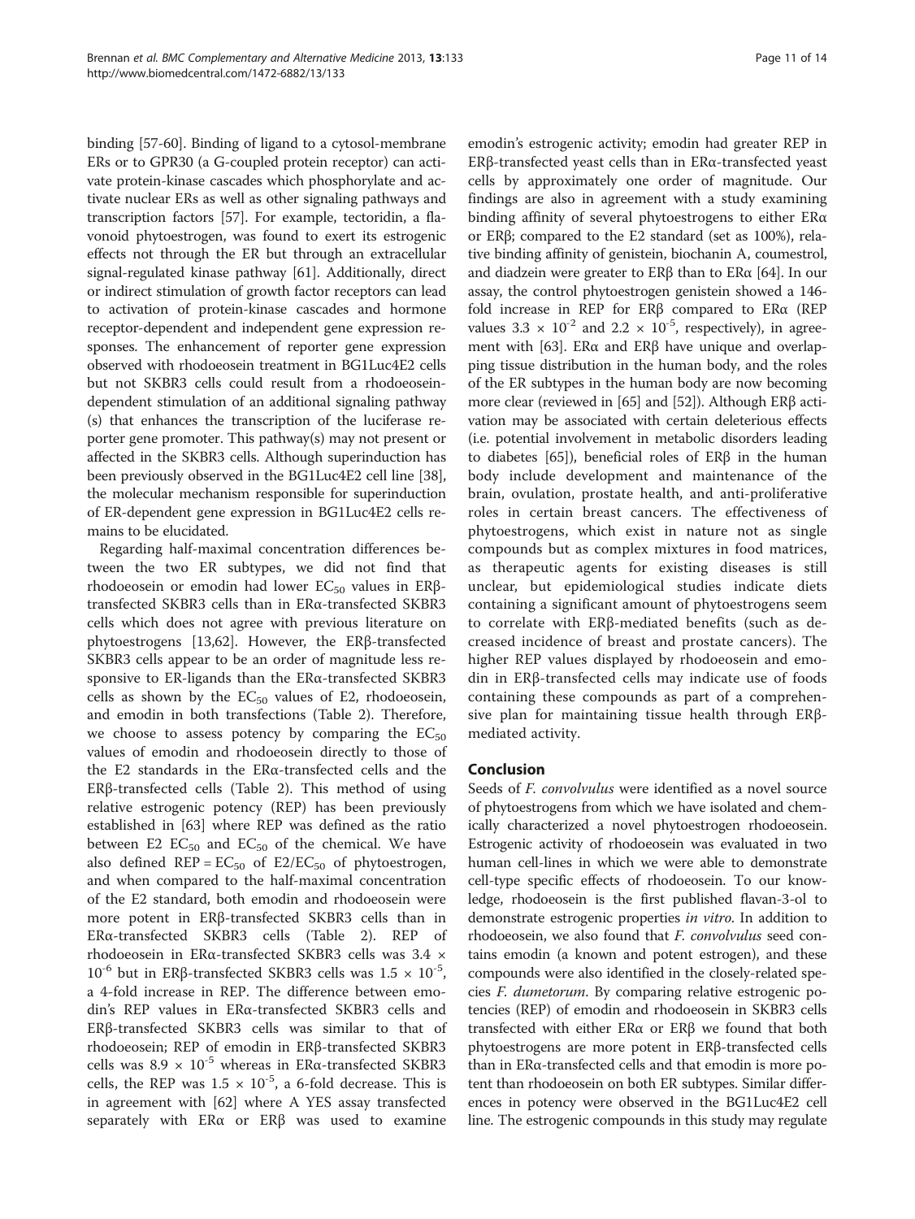binding [57-60]. Binding of ligand to a cytosol-membrane ERs or to GPR30 (a G-coupled protein receptor) can activate protein-kinase cascades which phosphorylate and activate nuclear ERs as well as other signaling pathways and transcription factors [57]. For example, tectoridin, a flavonoid phytoestrogen, was found to exert its estrogenic effects not through the ER but through an extracellular signal-regulated kinase pathway [61]. Additionally, direct or indirect stimulation of growth factor receptors can lead to activation of protein-kinase cascades and hormone receptor-dependent and independent gene expression responses. The enhancement of reporter gene expression observed with rhodoeosein treatment in BG1Luc4E2 cells but not SKBR3 cells could result from a rhodoeosein-dependent stimulation of an additional signaling pathway (s) that enhances the transcription of the luciferase reporter gene promoter. This pathway(s) may not present or affected in the SKBR3 cells. Although superinduction has been previously observed in the BG1Luc4E2 cell line [38], the molecular mechanism responsible for superinduction of ER-dependent gene expression in BG1Luc4E2 cells remains to be elucidated.

Regarding half-maximal concentration differences between the two ER subtypes, we did not find that rhodoeosein or emodin had lower $EC_{50}$ values in ERβ-transfected SKBR3 cells than in ERα-transfected SKBR3 cells which does not agree with previous literature on phytoestrogens [13,62]. However, the ERβ-transfected SKBR3 cells appear to be an order of magnitude less responsive to ER-ligands than the ERα-transfected SKBR3 cells as shown by the $EC_{50}$ values of E2, rhodoeosein, and emodin in both transfections (Table 2). Therefore, we choose to assess potency by comparing the $EC_{50}$ values of emodin and rhodoeosein directly to those of the E2 standards in the ERα-transfected cells and the ERβ-transfected cells (Table 2). This method of using relative estrogenic potency (REP) has been previously established in [63] where REP was defined as the ratio between E2 $EC_{50}$ and $EC_{50}$ of the chemical. We have also defined REP = $EC_{50}$ of E2/$EC_{50}$ of phytoestrogen, and when compared to the half-maximal concentration of the E2 standard, both emodin and rhodoeosein were more potent in ERβ-transfected SKBR3 cells than in ERα-transfected SKBR3 cells (Table 2). REP of rhodoeosein in ERα-transfected SKBR3 cells was $3.4 \times 10^{-6}$ but in ERβ-transfected SKBR3 cells was $1.5 \times 10^{-5}$, a 4-fold increase in REP. The difference between emodin's REP values in ERα-transfected SKBR3 cells and ERβ-transfected SKBR3 cells was similar to that of rhodoeosein; REP of emodin in ERβ-transfected SKBR3 cells was $8.9 \times 10^{-5}$ whereas in ERα-transfected SKBR3 cells, the REP was $1.5 \times 10^{-5}$, a 6-fold decrease. This is in agreement with [62] where A YES assay transfected separately with ERα or ERβ was used to examine emodin's estrogenic activity; emodin had greater REP in ERβ-transfected yeast cells than in ERα-transfected yeast cells by approximately one order of magnitude. Our findings are also in agreement with a study examining binding affinity of several phytoestrogens to either ERα or ERβ; compared to the E2 standard (set as 100%), relative binding affinity of genistein, biochanin A, coumestrol, and diadzein were greater to ERβ than to ERα [64]. In our assay, the control phytoestrogen genistein showed a 146-fold increase in REP for ERβ compared to ERα (REP values $3.3 \times 10^{-2}$ and $2.2 \times 10^{-5}$, respectively), in agreement with [63]. ERα and ERβ have unique and overlapping tissue distribution in the human body, and the roles of the ER subtypes in the human body are now becoming more clear (reviewed in [65] and [52]). Although ERβ activation may be associated with certain deleterious effects (i.e. potential involvement in metabolic disorders leading to diabetes [65]), beneficial roles of ERβ in the human body include development and maintenance of the brain, ovulation, prostate health, and anti-proliferative roles in certain breast cancers. The effectiveness of phytoestrogens, which exist in nature not as single compounds but as complex mixtures in food matrices, as therapeutic agents for existing diseases is still unclear, but epidemiological studies indicate diets containing a significant amount of phytoestrogens seem to correlate with ERβ-mediated benefits (such as decreased incidence of breast and prostate cancers). The higher REP values displayed by rhodoeosein and emodin in ERβ-transfected cells may indicate use of foods containing these compounds as part of a comprehensive plan for maintaining tissue health through ERβ-mediated activity.

## Conclusion

Seeds of *F. convolvulus* were identified as a novel source of phytoestrogens from which we have isolated and chemically characterized a novel phytoestrogen rhodoeosein. Estrogenic activity of rhodoeosein was evaluated in two human cell-lines in which we were able to demonstrate cell-type specific effects of rhodoeosein. To our knowledge, rhodoeosein is the first published flavan-3-ol to demonstrate estrogenic properties *in vitro*. In addition to rhodoeosein, we also found that *F. convolvulus* seed contains emodin (a known and potent estrogen), and these compounds were also identified in the closely-related species *F. dumetorum*. By comparing relative estrogenic potencies (REP) of emodin and rhodoeosein in SKBR3 cells transfected with either ERα or ERβ we found that both phytoestrogens are more potent in ERβ-transfected cells than in ERα-transfected cells and that emodin is more potent than rhodoeosein on both ER subtypes. Similar differences in potency were observed in the BG1Luc4E2 cell line. The estrogenic compounds in this study may regulate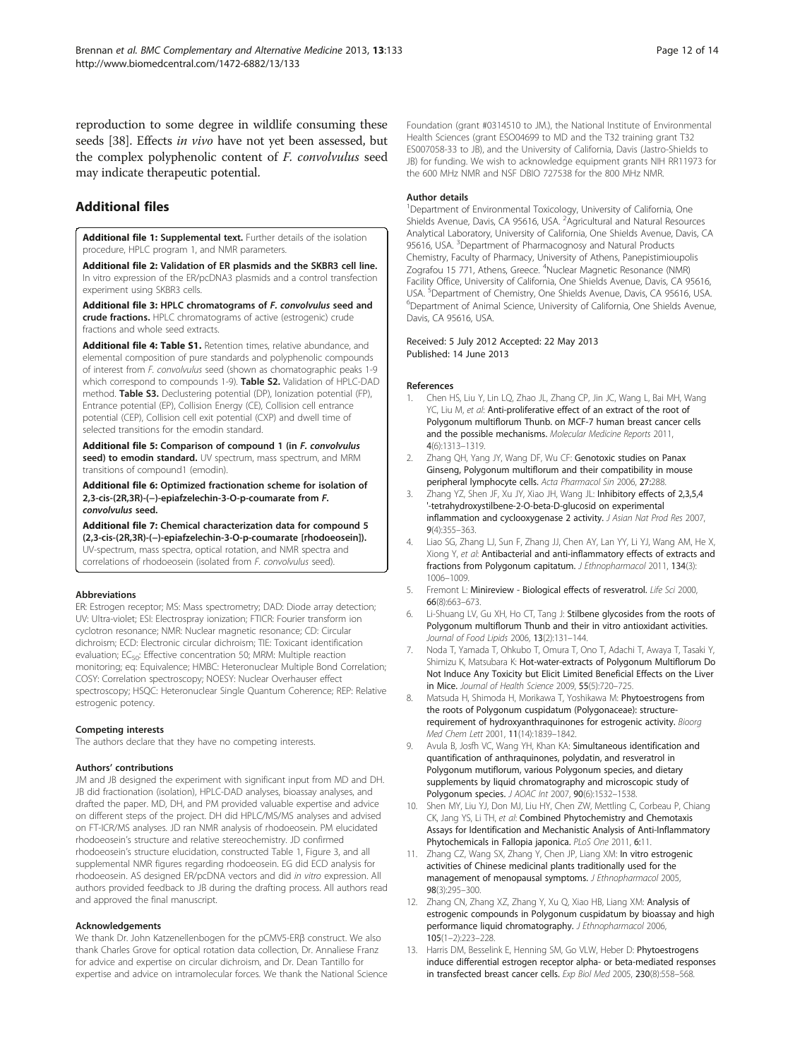reproduction to some degree in wildlife consuming these seeds [38]. Effects *in vivo* have not yet been assessed, but the complex polyphenolic content of *F. convolvulus* seed may indicate therapeutic potential.

## Additional files

**Additional file 1: Supplemental text.** Further details of the isolation procedure, HPLC program 1, and NMR parameters.

**Additional file 2: Validation of ER plasmids and the SKBR3 cell line.** In vitro expression of the ER/pcDNA3 plasmids and a control transfection experiment using SKBR3 cells.

**Additional file 3: HPLC chromatograms of *F. convolvulus* seed and crude fractions.** HPLC chromatograms of active (estrogenic) crude fractions and whole seed extracts.

**Additional file 4: Table S1.** Retention times, relative abundance, and elemental composition of pure standards and polyphenolic compounds of interest from *F. convolvulus* seed (shown as chomatographic peaks 1-9 which correspond to compounds 1-9). **Table S2.** Validation of HPLC-DAD method. **Table S3.** Declustering potential (DP), Ionization potential (FP), Entrance potential (EP), Collision Energy (CE), Collision cell entrance potential (CEP), Collision cell exit potential (CXP) and dwell time of selected transitions for the emodin standard.

**Additional file 5: Comparison of compound 1 (in *F. convolvulus* seed) to emodin standard.** UV spectrum, mass spectrum, and MRM transitions of compound1 (emodin).

**Additional file 6: Optimized fractionation scheme for isolation of 2,3-cis-(2R,3R)-(−)-epiafzelechin-3-O-p-coumarate from *F. convolvulus* seed.**

**Additional file 7: Chemical characterization data for compound 5 (2,3-cis-(2R,3R)-(−)-epiafzelechin-3-O-p-coumarate [rhodoeosein]).** UV-spectrum, mass spectra, optical rotation, and NMR spectra and correlations of rhodoeosein (isolated from *F. convolvulus* seed).

### Abbreviations

ER: Estrogen receptor; MS: Mass spectrometry; DAD: Diode array detection; UV: Ultra-violet; ESI: Electrospray ionization; FTICR: Fourier transform ion cyclotron resonance; NMR: Nuclear magnetic resonance; CD: Circular dichroism; ECD: Electronic circular dichroism; TIE: Toxicant identification evaluation; $EC_{50}$: Effective concentration 50; MRM: Multiple reaction monitoring; eq: Equivalence; HMBC: Heteronuclear Multiple Bond Correlation; COSY: Correlation spectroscopy; NOESY: Nuclear Overhauser effect spectroscopy; HSQC: Heteronuclear Single Quantum Coherence; REP: Relative estrogenic potency.

### Competing interests

The authors declare that they have no competing interests.

### Authors' contributions

JM and JB designed the experiment with significant input from MD and DH. JB did fractionation (isolation), HPLC-DAD analyses, bioassay analyses, and drafted the paper. MD, DH, and PM provided valuable expertise and advice on different steps of the project. DH did HPLC/MS/MS analyses and advised on FT-ICR/MS analyses. JD ran NMR analysis of rhodoeosein. PM elucidated rhodoeosein's structure and relative stereochemistry. JD confirmed rhodoeosein's structure elucidation, constructed Table 1, Figure 3, and all supplemental NMR figures regarding rhodoeosein. EG did ECD analysis for rhodoeosein. AS designed ER/pcDNA vectors and did *in vitro* expression. All authors provided feedback to JB during the drafting process. All authors read and approved the final manuscript.

### Acknowledgements

We thank Dr. John Katzenellenbogen for the pCMV5-ERβ construct. We also thank Charles Grove for optical rotation data collection, Dr. Annaliese Franz for advice and expertise on circular dichroism, and Dr. Dean Tantillo for expertise and advice on intramolecular forces. We thank the National Science Foundation (grant #0314510 to JM.), the National Institute of Environmental Health Sciences (grant ES004699 to MD and the T32 training grant T32 ES007058-33 to JB), and the University of California, Davis (Jastro-Shields to JB) for funding. We wish to acknowledge equipment grants NIH RR11973 for the 600 MHz NMR and NSF DBIO 727538 for the 800 MHz NMR.

### Author details

[1]Department of Environmental Toxicology, University of California, One Shields Avenue, Davis, CA 95616, USA. [2]Agricultural and Natural Resources Analytical Laboratory, University of California, One Shields Avenue, Davis, CA 95616, USA. [3]Department of Pharmacognosy and Natural Products Chemistry, Faculty of Pharmacy, University of Athens, Panepistimioupolis Zografou 15 771, Athens, Greece. [4]Nuclear Magnetic Resonance (NMR) Facility Office, University of California, One Shields Avenue, Davis, CA 95616, USA. [5]Department of Chemistry, One Shields Avenue, Davis, CA 95616, USA. [6]Department of Animal Science, University of California, One Shields Avenue, Davis, CA 95616, USA.

Received: 5 July 2012 Accepted: 22 May 2013
Published: 14 June 2013

### References

1. Chen HS, Liu Y, Lin LQ, Zhao JL, Zhang CP, Jin JC, Wang L, Bai MH, Wang YC, Liu M, *et al*: **Anti-proliferative effect of an extract of the root of Polygonum multiflorum Thunb. on MCF-7 human breast cancer cells and the possible mechanisms.** *Molecular Medicine Reports* 2011, **4**(6):1313–1319.
2. Zhang QH, Yang JY, Wang DF, Wu CF: **Genotoxic studies on Panax Ginseng, Polygonum multiflorum and their compatibility in mouse peripheral lymphocyte cells.** *Acta Pharmacol Sin* 2006, **27:**288.
3. Zhang YZ, Shen JF, Xu JY, Xiao JH, Wang JL: **Inhibitory effects of 2,3,5,4 '-tetrahydroxystilbene-2-O-beta-D-glucosid on experimental inflammation and cyclooxygenase 2 activity.** *J Asian Nat Prod Res* 2007, **9**(4):355–363.
4. Liao SG, Zhang LJ, Sun F, Zhang JJ, Chen AY, Lan YY, Li YJ, Wang AM, He X, Xiong Y, *et al*: **Antibacterial and anti-inflammatory effects of extracts and fractions from Polygonum capitatum.** *J Ethnopharmacol* 2011, **134**(3): 1006–1009.
5. Fremont L: **Minireview - Biological effects of resveratrol.** *Life Sci* 2000, **66**(8):663–673.
6. Li-Shuang LV, Gu XH, Ho CT, Tang J: **Stilbene glycosides from the roots of Polygonum multiflorum Thunb and their in vitro antioxidant activities.** *Journal of Food Lipids* 2006, **13**(2):131–144.
7. Noda T, Yamada T, Ohkubo T, Omura T, Ono T, Adachi T, Awaya T, Tasaki Y, Shimizu K, Matsubara K: **Hot-water-extracts of Polygonum Multiflorum Do Not Induce Any Toxicity but Elicit Limited Beneficial Effects on the Liver in Mice.** *Journal of Health Science* 2009, **55**(5):720–725.
8. Matsuda H, Shimoda H, Morikawa T, Yoshikawa M: **Phytoestrogens from the roots of Polygonum cuspidatum (Polygonaceae): structure-requirement of hydroxyanthraquinones for estrogenic activity.** *Bioorg Med Chem Lett* 2001, **11**(14):1839–1842.
9. Avula B, Josfh VC, Wang YH, Khan KA: **Simultaneous identification and quantification of anthraquinones, polydatin, and resveratrol in Polygonum mutiflorum, various Polygonum species, and dietary supplements by liquid chromatography and microscopic study of Polygonum species.** *J AOAC Int* 2007, **90**(6):1532–1538.
10. Shen MY, Liu YJ, Don MJ, Liu HY, Chen ZW, Mettling C, Corbeau P, Chiang CK, Jang YS, Li TH, *et al*: **Combined Phytochemistry and Chemotaxis Assays for Identification and Mechanistic Analysis of Anti-Inflammatory Phytochemicals in Fallopia japonica.** *PLoS One* 2011, **6:**11.
11. Zhang CZ, Wang SX, Zhang Y, Chen JP, Liang XM: **In vitro estrogenic activities of Chinese medicinal plants traditionally used for the management of menopausal symptoms.** *J Ethnopharmacol* 2005, **98**(3):295–300.
12. Zhang CN, Zhang XZ, Zhang Y, Xu Q, Xiao HB, Liang XM: **Analysis of estrogenic compounds in Polygonum cuspidatum by bioassay and high performance liquid chromatography.** *J Ethnopharmacol* 2006, **105**(1–2):223–228.
13. Harris DM, Besselink E, Henning SM, Go VLW, Heber D: **Phytoestrogens induce differential estrogen receptor alpha- or beta-mediated responses in transfected breast cancer cells.** *Exp Biol Med* 2005, **230**(8):558–568.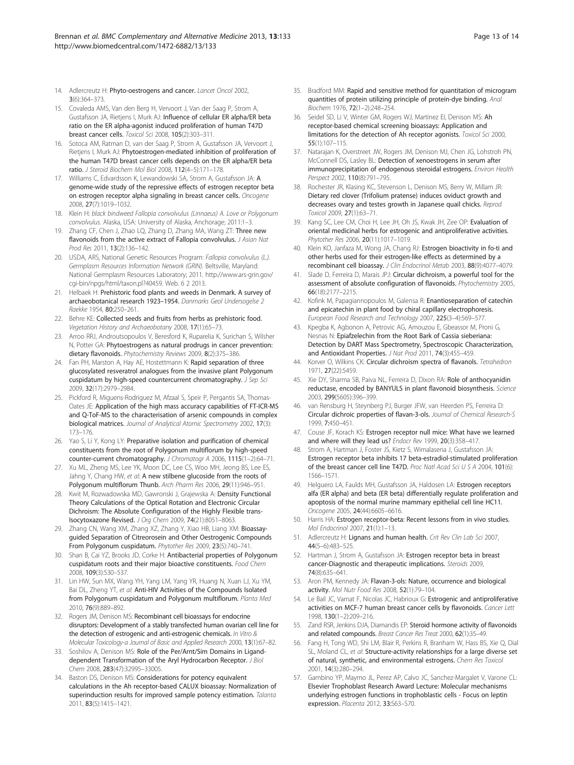14. Adlercreutz H: **Phyto-oestrogens and cancer.** *Lancet Oncol* 2002, **3**(6):364–373.
15. Covaleda AMS, Van den Berg H, Vervoort J, Van der Saag P, Strom A, Gustafsson JA, Rietjens I, Murk AJ: **Influence of cellular ER alpha/ER beta ratio on the ER alpha-agonist induced proliferation of human T47D breast cancer cells.** *Toxicol Sci* 2008, **105**(2):303–311.
16. Sotoca AM, Ratman D, van der Saag P, Strom A, Gustafsson JA, Vervoort J, Rietjens I, Murk AJ: **Phytoestrogen-mediated inhibition of proliferation of the human T47D breast cancer cells depends on the ER alpha/ER beta ratio.** *J Steroid Biochem Mol Biol* 2008, **112**(4–5):171–178.
17. Williams C, Edvardsson K, Lewandowski SA, Strom A, Gustafsson JA: **A genome-wide study of the repressive effects of estrogen receptor beta on estrogen receptor alpha signaling in breast cancer cells.** *Oncogene* 2008, **27**(7):1019–1032.
18. Klein H: *black bindweed Fallopia convolvulus (Linnaeus) A. Love or Polygonum convolvulus.* Alaska, USA: University of Alaska, Anchorage; 2011:1–3.
19. Zhang CF, Chen J, Zhao LQ, Zhang D, Zhang MA, Wang ZT: **Three new flavonoids from the active extract of Fallopia convolvulus.** *J Asian Nat Prod Res* 2011, **13**(2):136–142.
20. USDA, ARS, National Genetic Resources Program: *Fallopia convolvulus (L.). Germplasm Resources Information Network (GRIN).* Beltsville, Maryland: National Germplasm Resources Laboratory; 2011. http://www.ars-grin.gov/cgi-bin/npgs/html/taxon.pl?40459. Web. 6 2 2013.
21. Helbaek H: **Prehistoric food plants and weeds in Denmark. A survey of archaeobotanical research 1923–1954.** *Danmarks Geol Undersogelse 2 Raekke* 1954, **80:**250–261.
22. Behre KE: **Collected seeds and fruits from herbs as prehistoric food.** *Vegetation History and Archaeobotany* 2008, **17**(1):65–73.
23. Arroo RRJ, Androutsopoulos V, Beresford K, Ruparelia K, Surichan S, Wilsher N, Potter GA: **Phytoestrogens as natural prodrugs in cancer prevention: dietary flavonoids.** *Phytochemistry Reviews* 2009, **8**(2):375–386.
24. Fan PH, Marston A, Hay AE, Hostettmann K: **Rapid separation of three glucosylated resveratrol analogues from the invasive plant Polygonum cuspidatum by high-speed countercurrent chromatography.** *J Sep Sci* 2009, **32**(17):2979–2984.
25. Pickford R, Miguens-Rodriguez M, Afzaal S, Speir P, Pergantis SA, Thomas-Oates JE: **Application of the high mass accuracy capabilities of FT-ICR-MS and Q-ToF-MS to the characterisation of arsenic compounds in complex biological matrices.** *Journal of Analytical Atomic Spectrometry* 2002, **17**(3): 173–176.
26. Yao S, Li Y, Kong LY: **Preparative isolation and purification of chemical constituents from the root of Polygonum multiflorum by high-speed counter-current chromatography.** *J Chromatogr A* 2006, **1115**(1–2):64–71.
27. Xu ML, Zheng MS, Lee YK, Moon DC, Lee CS, Woo MH, Jeong BS, Lee ES, Jahng Y, Chang HW, *et al*: **A new stilbene glucoside from the roots of Polygonum multiflorum Thunb.** *Arch Pharm Res* 2006, **29**(11):946–951.
28. Kwit M, Rozwadowska MD, Gawronski J, Grajewska A: **Density Functional Theory Calculations of the Optical Rotation and Electronic Circular Dichroism: The Absolute Configuration of the Highly Flexible trans-Isocytoxazone Revised.** *J Org Chem* 2009, **74**(21):8051–8063.
29. Zhang CN, Wang XM, Zhang XZ, Zhang Y, Xiao HB, Liang XM: **Bioassay-guided Separation of Citreorosein and Other Oestrogenic Compounds From Polygonum cuspidatum.** *Phytother Res* 2009, **23**(5):740–741.
30. Shan B, Cai YZ, Brooks JD, Corke H: **Antibacterial properties of Polygonum cuspidatum roots and their major bioactive constituents.** *Food Chem* 2008, **109**(3):530–537.
31. Lin HW, Sun MX, Wang YH, Yang LM, Yang YR, Huang N, Xuan LJ, Xu YM, Bai DL, Zheng YT, *et al*: **Anti-HIV Activities of the Compounds Isolated from Polygonum cuspidatum and Polygonum multiflorum.** *Planta Med* 2010, **76**(9):889–892.
32. Rogers JM, Denison MS: **Recombinant cell bioassays for endocrine disruptors: Development of a stably transfected human ovarian cell line for the detection of estrogenic and anti-estrogenic chemicals.** *In Vitro & Molecular Toxicology-a Journal of Basic and Applied Research* 2000, **13**(1):67–82.
33. Soshilov A, Denison MS: **Role of the Per/Arnt/Sim Domains in Ligand-dependent Transformation of the Aryl Hydrocarbon Receptor.** *J Biol Chem* 2008, **283**(47):32995–33005.
34. Baston DS, Denison MS: **Considerations for potency equivalent calculations in the Ah receptor-based CALUX bioassay: Normalization of superinduction results for improved sample potency estimation.** *Talanta* 2011, **83**(5):1415–1421.
35. Bradford MM: **Rapid and sensitive method for quantitation of microgram quantities of protein utilizing principle of protein-dye binding.** *Anal Biochem* 1976, **72**(1–2):248–254.
36. Seidel SD, Li V, Winter GM, Rogers WJ, Martinez EI, Denison MS: **Ah receptor-based chemical screening bioassays: Application and limitations for the detection of Ah receptor agonists.** *Toxicol Sci* 2000, **55**(1):107–115.
37. Natarajan K, Overstreet JW, Rogers JM, Denison MJ, Chen JG, Lohstroh PN, McConnell DS, Lasley BL: **Detection of xenoestrogens in serum after immunoprecipitation of endogenous steroidal estrogens.** *Environ Health Perspect* 2002, **110**(8):791–795.
38. Rochester JR, Klasing KC, Stevenson L, Denison MS, Berry W, Millam JR: **Dietary red clover (Trifolium pratense) induces oviduct growth and decreases ovary and testes growth in Japanese quail chicks.** *Reprod Toxicol* 2009, **27**(1):63–71.
39. Kang SC, Lee CM, Choi H, Lee JH, Oh JS, Kwak JH, Zee OP: **Evaluation of oriental medicinal herbs for estrogenic and antiproliferative activities.** *Phytother Res* 2006, **20**(11):1017–1019.
40. Klein KO, Janfaza M, Wong JA, Chang RJ: **Estrogen bioactivity in fo-ti and other herbs used for their estrogen-like effects as determined by a recombinant cell bioassay.** *J Clin Endocrinol Metab* 2003, **88**(9):4077–4079.
41. Slade D, Ferreira D, Marais JPJ: **Circular dichroism, a powerful tool for the assessment of absolute configuration of flavonoids.** *Phytochemistry* 2005, **66**(18):2177–2215.
42. Kofink M, Papagiannopoulos M, Galensa R: **Enantioseparation of catechin and epicatechin in plant food by chiral capillary electrophoresis.** *European Food Research and Technology* 2007, **225**(3–4):569–577.
43. Kpegba K, Agbonon A, Petrovic AG, Amouzou E, Gbeassor M, Proni G, Nesnas N: **Epiafzelechin from the Root Bark of Cassia sieberiana: Detection by DART Mass Spectrometry, Spectroscopic Characterization, and Antioxidant Properties.** *J Nat Prod* 2011, **74**(3):455–459.
44. Korver O, Wilkins CK: **Circular dichroism spectra of flavanols.** *Tetrahedron* 1971, **27**(22):5459.
45. Xie DY, Sharma SB, Paiva NL, Ferreira D, Dixon RA: **Role of anthocyanidin reductase, encoded by BANYULS in plant flavonoid biosynthesis.** *Science* 2003, **299**(5605):396–399.
46. van Rensburg H, Steynberg PJ, Burger JFW, van Heerden PS, Ferreira D: **Circular dichroic properties of flavan-3-ols.** *Journal of Chemical Research-S* 1999, **7:**450–451.
47. Couse JF, Korach KS: **Estrogen receptor null mice: What have we learned and where will they lead us?** *Endocr Rev* 1999, **20**(3):358–417.
48. Strom A, Hartman J, Foster JS, Kietz S, Wimalasena J, Gustafsson JA: **Estrogen receptor beta inhibits 17 beta-estradiol-stimulated proliferation of the breast cancer cell line T47D.** *Proc Natl Acad Sci U S A* 2004, **101**(6): 1566–1571.
49. Helguero LA, Faulds MH, Gustafsson JA, Haldosen LA: **Estrogen receptors alfa (ER alpha) and beta (ER beta) differentially regulate proliferation and apoptosis of the normal murine mammary epithelial cell line HC11.** *Oncogene* 2005, **24**(44):6605–6616.
50. Harris HA: **Estrogen receptor-beta: Recent lessons from in vivo studies.** *Mol Endocrinol* 2007, **21**(1):1–13.
51. Adlercreutz H: **Lignans and human health.** *Crit Rev Clin Lab Sci* 2007, **44**(5–6):483–525.
52. Hartman J, Strom A, Gustafsson JA: **Estrogen receptor beta in breast cancer-Diagnostic and therapeutic implications.** *Steroids* 2009, **74**(8):635–641.
53. Aron PM, Kennedy JA: **Flavan-3-ols: Nature, occurrence and biological activity.** *Mol Nutr Food Res* 2008, **52**(1):79–104.
54. Le Bail JC, Varnat F, Nicolas JC, Habrioux G: **Estrogenic and antiproliferative activities on MCF-7 human breast cancer cells by flavonoids.** *Cancer Lett* 1998, **130**(1–2):209–216.
55. Zand RSR, Jenkins DJA, Diamandis EP: **Steroid hormone activity of flavonoids and related compounds.** *Breast Cancer Res Treat* 2000, **62**(1):35–49.
56. Fang H, Tong WD, Shi LM, Blair R, Perkins R, Branham W, Hass BS, Xie Q, Dial SL, Moland CL, *et al*: **Structure-activity relationships for a large diverse set of natural, synthetic, and environmental estrogens.** *Chem Res Toxicol* 2001, **14**(3):280–294.
57. Gambino YP, Maymo JL, Perez AP, Calvo JC, Sanchez-Margalet V, Varone CL: **Elsevier Trophoblast Research Award Lecture: Molecular mechanisms underlying estrogen functions in trophoblastic cells - Focus on leptin expression.** *Placenta* 2012, **33:**S63–S70.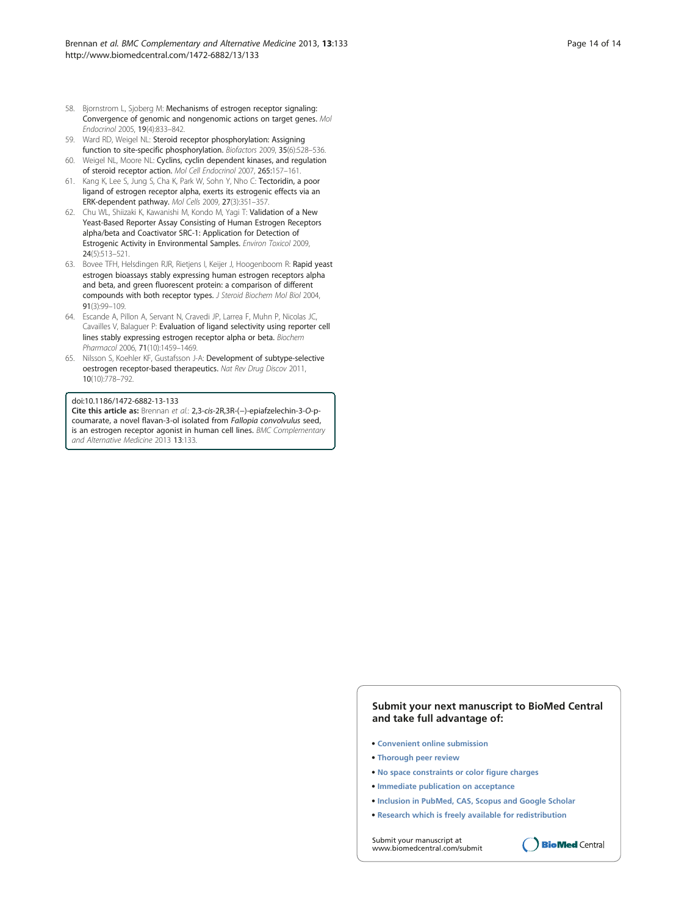58. Bjornstrom L, Sjoberg M: **Mechanisms of estrogen receptor signaling: Convergence of genomic and nongenomic actions on target genes.** *Mol Endocrinol* 2005, **19**(4):833–842.
59. Ward RD, Weigel NL: **Steroid receptor phosphorylation: Assigning function to site-specific phosphorylation.** *Biofactors* 2009, **35**(6):528–536.
60. Weigel NL, Moore NL: **Cyclins, cyclin dependent kinases, and regulation of steroid receptor action.** *Mol Cell Endocrinol* 2007, **265**:157–161.
61. Kang K, Lee S, Jung S, Cha K, Park W, Sohn Y, Nho C: **Tectoridin, a poor ligand of estrogen receptor alpha, exerts its estrogenic effects via an ERK-dependent pathway.** *Mol Cells* 2009, **27**(3):351–357.
62. Chu WL, Shiizaki K, Kawanishi M, Kondo M, Yagi T: **Validation of a New Yeast-Based Reporter Assay Consisting of Human Estrogen Receptors alpha/beta and Coactivator SRC-1: Application for Detection of Estrogenic Activity in Environmental Samples.** *Environ Toxicol* 2009, **24**(5):513–521.
63. Bovee TFH, Helsdingen RJR, Rietjens I, Keijer J, Hoogenboom R: **Rapid yeast estrogen bioassays stably expressing human estrogen receptors alpha and beta, and green fluorescent protein: a comparison of different compounds with both receptor types.** *J Steroid Biochem Mol Biol* 2004, **91**(3):99–109.
64. Escande A, Pillon A, Servant N, Cravedi JP, Larrea F, Muhn P, Nicolas JC, Cavailles V, Balaguer P: **Evaluation of ligand selectivity using reporter cell lines stably expressing estrogen receptor alpha or beta.** *Biochem Pharmacol* 2006, **71**(10):1459–1469.
65. Nilsson S, Koehler KF, Gustafsson J-A: **Development of subtype-selective oestrogen receptor-based therapeutics.** *Nat Rev Drug Discov* 2011, **10**(10):778–792.

doi:10.1186/1472-6882-13-133

**Cite this article as:** Brennan *et al.*: **2,3-*cis*-2R,3R-(−)-epiafzelechin-3-*O*-p-coumarate, a novel flavan-3-ol isolated from *Fallopia convolvulus* seed, is an estrogen receptor agonist in human cell lines.** *BMC Complementary and Alternative Medicine* 2013 **13**:133.

**Submit your next manuscript to BioMed Central and take full advantage of:**

- **Convenient online submission**
- **Thorough peer review**
- **No space constraints or color figure charges**
- **Immediate publication on acceptance**
- **Inclusion in PubMed, CAS, Scopus and Google Scholar**
- **Research which is freely available for redistribution**

Submit your manuscript at www.biomedcentral.com/submit

BioMed Central